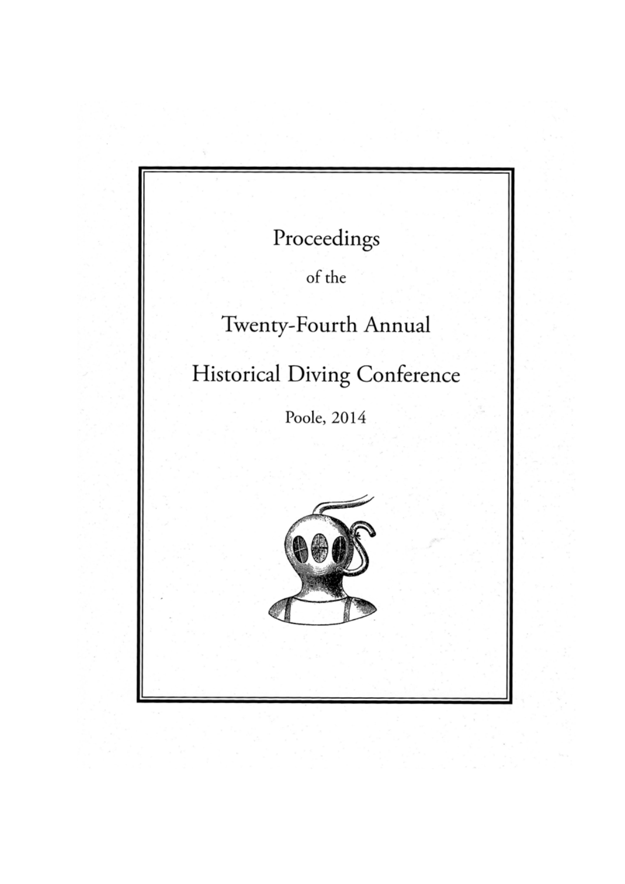# Proceedings

of the

# Twenty-Fourth Annual

# Historical Diving Conference

Poole, 2014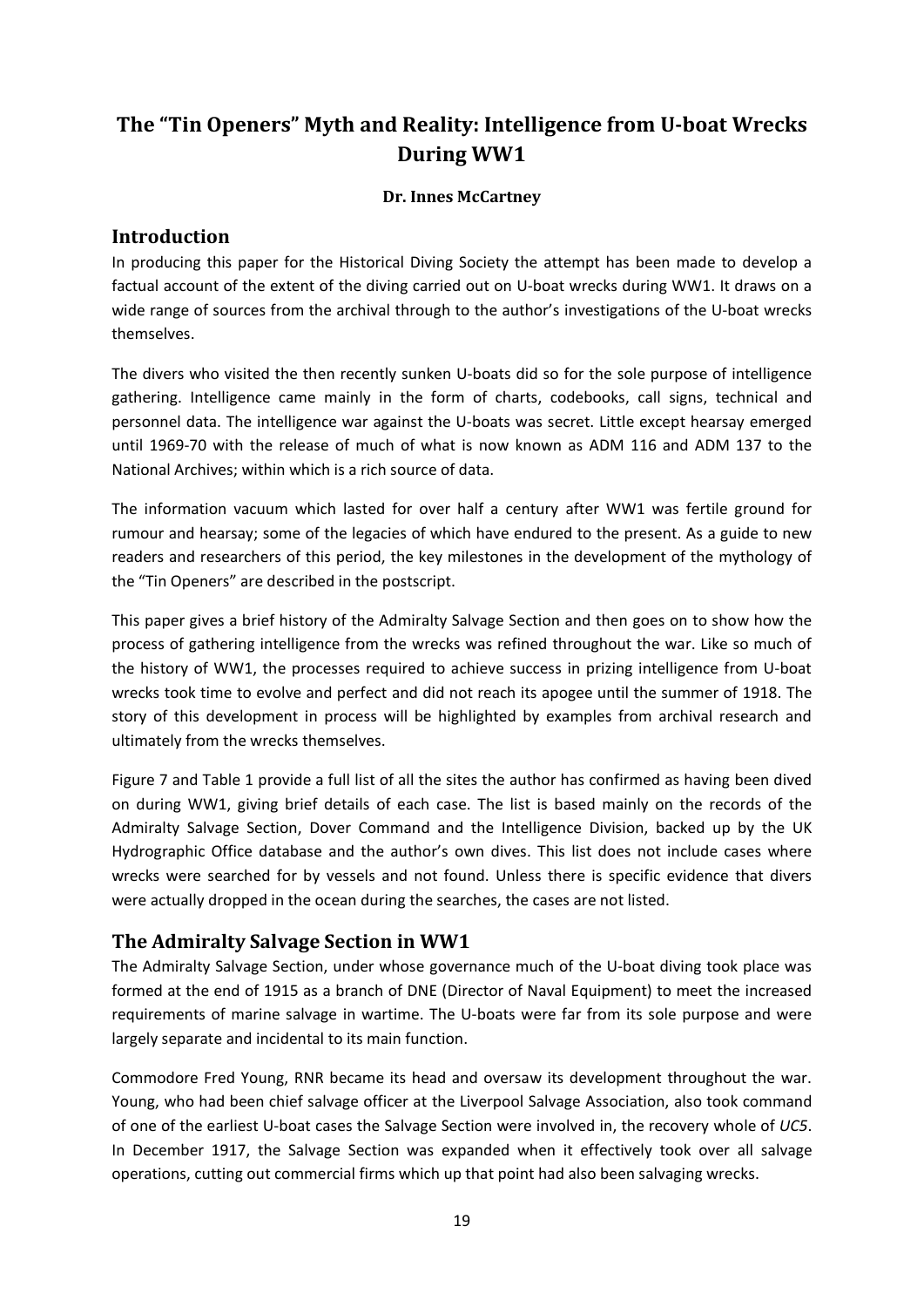# The "Tin Openers" Myth and Reality: Intelligence from U-boat Wrecks During WW1

**Dr. Innes McCartney**

## Introduction

In producing this paper for the Historical Diving Society the attempt has been made to develop a factual account of the extent of the diving carried out on U-boat wrecks during WW1. It draws on a wide range of sources from the archival through to the author's investigations of the U-boat wrecks themselves.

The divers who visited the then recently sunken U-boats did so for the sole purpose of intelligence gathering. Intelligence came mainly in the form of charts, codebooks, call signs, technical and personnel data. The intelligence war against the U-boats was secret. Little except hearsay emerged until 1969-70 with the release of much of what is now known as ADM 116 and ADM 137 to the National Archives; within which is a rich source of data.

The information vacuum which lasted for over half a century after WW1 was fertile ground for rumour and hearsay; some of the legacies of which have endured to the present. As a guide to new readers and researchers of this period, the key milestones in the development of the mythology of the "Tin Openers" are described in the postscript.

This paper gives a brief history of the Admiralty Salvage Section and then goes on to show how the process of gathering intelligence from the wrecks was refined throughout the war. Like so much of the history of WW1, the processes required to achieve success in prizing intelligence from U-boat wrecks took time to evolve and perfect and did not reach its apogee until the summer of 1918. The story of this development in process will be highlighted by examples from archival research and ultimately from the wrecks themselves.

Figure 7 and Table 1 provide a full list of all the sites the author has confirmed as having been dived on during WW1, giving brief details of each case. The list is based mainly on the records of the Admiralty Salvage Section, Dover Command and the Intelligence Division, backed up by the UK Hydrographic Office database and the author's own dives. This list does not include cases where wrecks were searched for by vessels and not found. Unless there is specific evidence that divers were actually dropped in the ocean during the searches, the cases are not listed.

## The Admiralty Salvage Section in WW1

The Admiralty Salvage Section, under whose governance much of the U-boat diving took place was formed at the end of 1915 as a branch of DNE (Director of Naval Equipment) to meet the increased requirements of marine salvage in wartime. The U-boats were far from its sole purpose and were largely separate and incidental to its main function.

Commodore Fred Young, RNR became its head and oversaw its development throughout the war. Young, who had been chief salvage officer at the Liverpool Salvage Association, also took command of one of the earliest U-boat cases the Salvage Section were involved in, the recovery whole of *UC5*. In December 1917, the Salvage Section was expanded when it effectively took over all salvage operations, cutting out commercial firms which up that point had also been salvaging wrecks.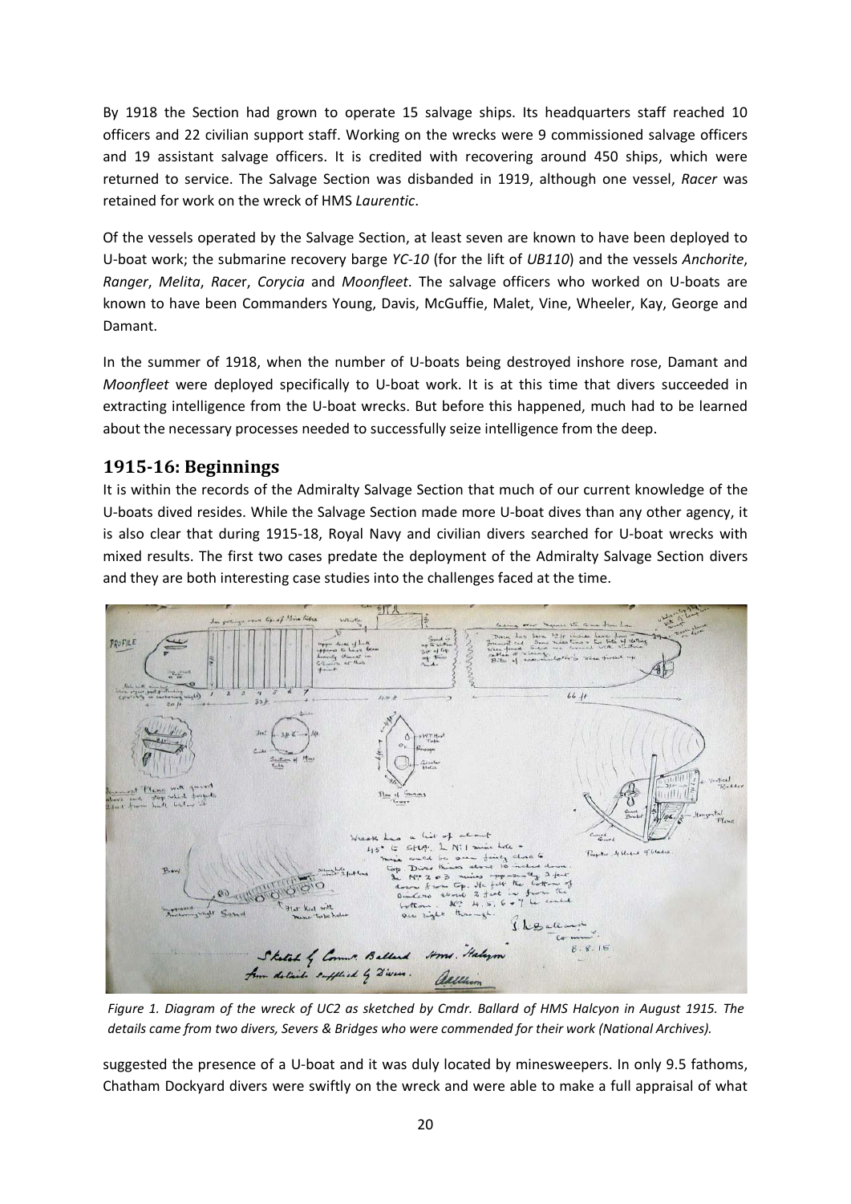By 1918 the Section had grown to operate 15 salvage ships. Its headquarters staff reached 10 officers and 22 civilian support staff. Working on the wrecks were 9 commissioned salvage officers and 19 assistant salvage officers. It is credited with recovering around 450 ships, which were returned to service. The Salvage Section was disbanded in 1919, although one vessel, *Racer* was retained for work on the wreck of HMS *Laurentic*.

Of the vessels operated by the Salvage Section, at least seven are known to have been deployed to U-boat work; the submarine recovery barge *YC-10* (for the lift of *UB110*) and the vessels *Anchorite*, *Ranger*, *Melita*, *Racer*, *Corycia* and *Moonfleet*. The salvage officers who worked on U-boats are known to have been Commanders Young, Davis, McGuffie, Malet, Vine, Wheeler, Kay, George and Damant.

In the summer of 1918, when the number of U-boats being destroyed inshore rose, Damant and *Moonfleet* were deployed specifically to U-boat work. It is at this time that divers succeeded in extracting intelligence from the U-boat wrecks. But before this happened, much had to be learned about the necessary processes needed to successfully seize intelligence from the deep.

## 1915-16: Beginnings

It is within the records of the Admiralty Salvage Section that much of our current knowledge of the U-boats dived resides. While the Salvage Section made more U-boat dives than any other agency, it is also clear that during 1915-18, Royal Navy and civilian divers searched for U-boat wrecks with mixed results. The first two cases predate the deployment of the Admiralty Salvage Section divers and they are both interesting case studies into the challenges faced at the time.

*Figure 1. Diagram of the wreck of UC2 as sketched by Cmdr. Ballard of HMS Halcyon in August 1915. The details came from two divers, Severs & Bridges who were commended for their work (National Archives).*

suggested the presence of a U-boat and it was duly located by minesweepers. In only 9.5 fathoms, Chatham Dockyard divers were swiftly on the wreck and were able to make a full appraisal of what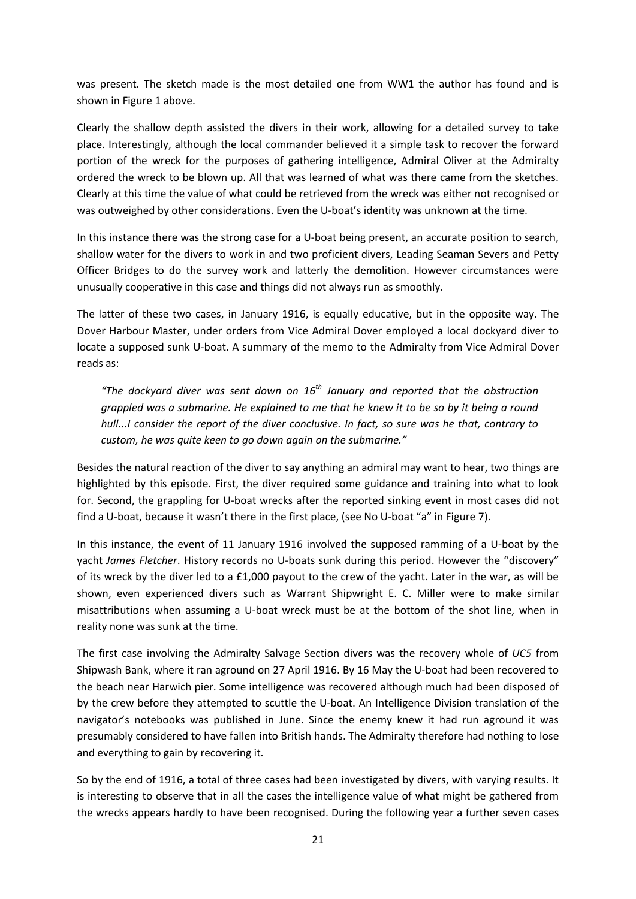was present. The sketch made is the most detailed one from WW1 the author has found and is shown in Figure 1 above.

Clearly the shallow depth assisted the divers in their work, allowing for a detailed survey to take place. Interestingly, although the local commander believed it a simple task to recover the forward portion of the wreck for the purposes of gathering intelligence, Admiral Oliver at the Admiralty ordered the wreck to be blown up. All that was learned of what was there came from the sketches. Clearly at this time the value of what could be retrieved from the wreck was either not recognised or was outweighed by other considerations. Even the U-boat's identity was unknown at the time.

In this instance there was the strong case for a U-boat being present, an accurate position to search, shallow water for the divers to work in and two proficient divers, Leading Seaman Severs and Petty Officer Bridges to do the survey work and latterly the demolition. However circumstances were unusually cooperative in this case and things did not always run as smoothly.

The latter of these two cases, in January 1916, is equally educative, but in the opposite way. The Dover Harbour Master, under orders from Vice Admiral Dover employed a local dockyard diver to locate a supposed sunk U-boat. A summary of the memo to the Admiralty from Vice Admiral Dover reads as:

> *"The dockyard diver was sent down on 16th January and reported that the obstruction grappled was a submarine. He explained to me that he knew it to be so by it being a round hull...I consider the report of the diver conclusive. In fact, so sure was he that, contrary to custom, he was quite keen to go down again on the submarine."*

Besides the natural reaction of the diver to say anything an admiral may want to hear, two things are highlighted by this episode. First, the diver required some guidance and training into what to look for. Second, the grappling for U-boat wrecks after the reported sinking event in most cases did not find a U-boat, because it wasn't there in the first place, (see No U-boat "a" in Figure 7).

In this instance, the event of 11 January 1916 involved the supposed ramming of a U-boat by the yacht *James Fletcher*. History records no U-boats sunk during this period. However the "discovery" of its wreck by the diver led to a £1,000 payout to the crew of the yacht. Later in the war, as will be shown, even experienced divers such as Warrant Shipwright E. C. Miller were to make similar misattributions when assuming a U-boat wreck must be at the bottom of the shot line, when in reality none was sunk at the time.

The first case involving the Admiralty Salvage Section divers was the recovery whole of *UC5* from Shipwash Bank, where it ran aground on 27 April 1916. By 16 May the U-boat had been recovered to the beach near Harwich pier. Some intelligence was recovered although much had been disposed of by the crew before they attempted to scuttle the U-boat. An Intelligence Division translation of the navigator's notebooks was published in June. Since the enemy knew it had run aground it was presumably considered to have fallen into British hands. The Admiralty therefore had nothing to lose and everything to gain by recovering it.

So by the end of 1916, a total of three cases had been investigated by divers, with varying results. It is interesting to observe that in all the cases the intelligence value of what might be gathered from the wrecks appears hardly to have been recognised. During the following year a further seven cases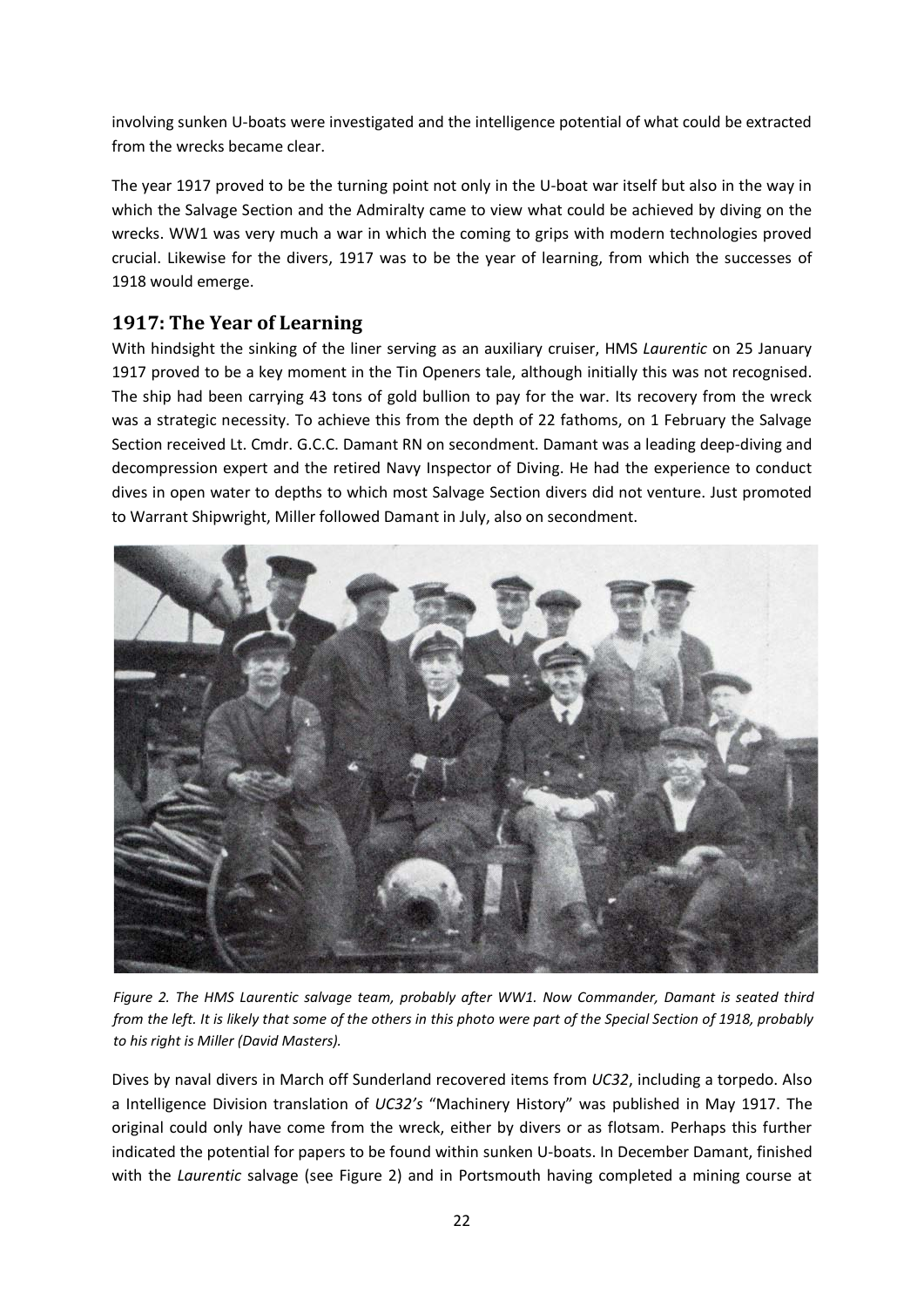involving sunken U-boats were investigated and the intelligence potential of what could be extracted from the wrecks became clear.

The year 1917 proved to be the turning point not only in the U-boat war itself but also in the way in which the Salvage Section and the Admiralty came to view what could be achieved by diving on the wrecks. WW1 was very much a war in which the coming to grips with modern technologies proved crucial. Likewise for the divers, 1917 was to be the year of learning, from which the successes of 1918 would emerge.

## 1917: The Year of Learning

With hindsight the sinking of the liner serving as an auxiliary cruiser, HMS *Laurentic* on 25 January 1917 proved to be a key moment in the Tin Openers tale, although initially this was not recognised. The ship had been carrying 43 tons of gold bullion to pay for the war. Its recovery from the wreck was a strategic necessity. To achieve this from the depth of 22 fathoms, on 1 February the Salvage Section received Lt. Cmdr. G.C.C. Damant RN on secondment. Damant was a leading deep-diving and decompression expert and the retired Navy Inspector of Diving. He had the experience to conduct dives in open water to depths to which most Salvage Section divers did not venture. Just promoted to Warrant Shipwright, Miller followed Damant in July, also on secondment.

*Figure 2. The HMS Laurentic salvage team, probably after WW1. Now Commander, Damant is seated third from the left. It is likely that some of the others in this photo were part of the Special Section of 1918, probably to his right is Miller (David Masters).*

Dives by naval divers in March off Sunderland recovered items from *UC32*, including a torpedo. Also a Intelligence Division translation of *UC32's* "Machinery History" was published in May 1917. The original could only have come from the wreck, either by divers or as flotsam. Perhaps this further indicated the potential for papers to be found within sunken U-boats. In December Damant, finished with the *Laurentic* salvage (see Figure 2) and in Portsmouth having completed a mining course at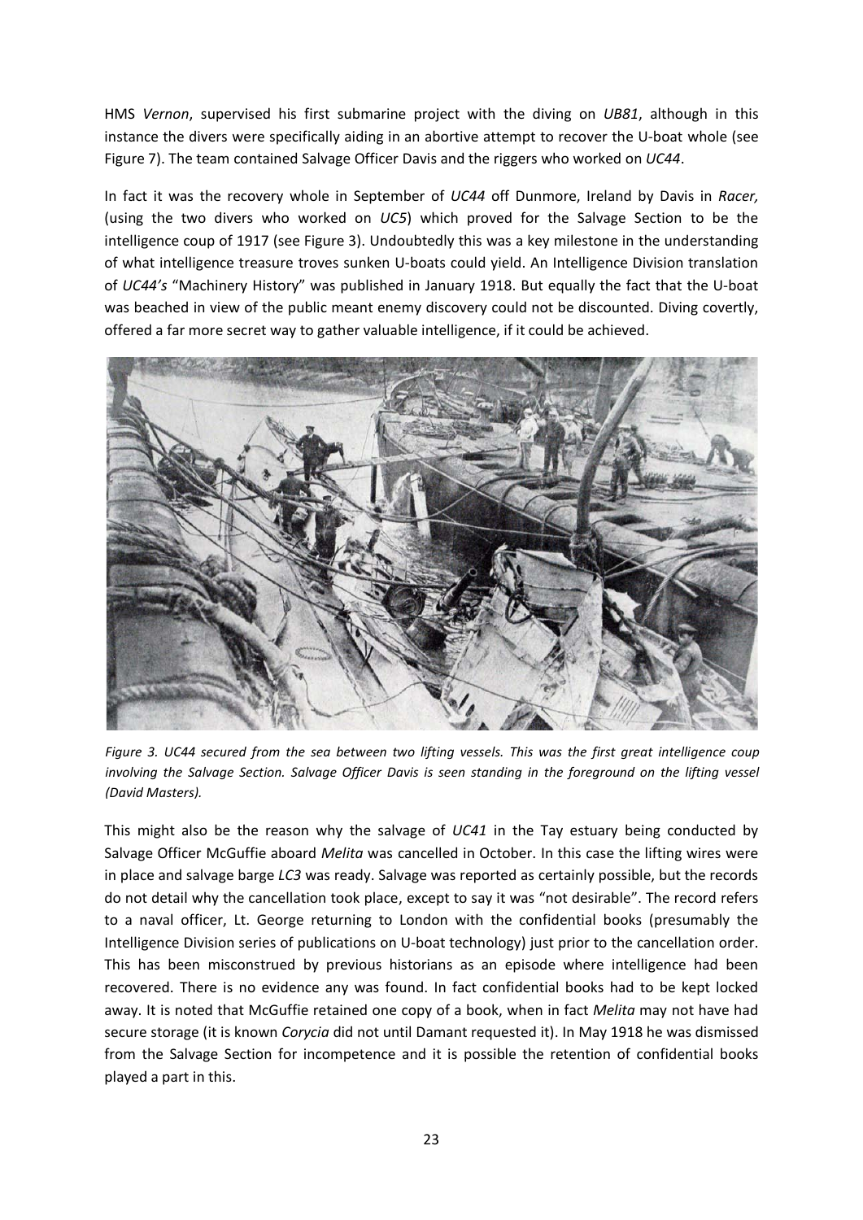HMS *Vernon*, supervised his first submarine project with the diving on *UB81*, although in this instance the divers were specifically aiding in an abortive attempt to recover the U-boat whole (see Figure 7). The team contained Salvage Officer Davis and the riggers who worked on *UC44*.

In fact it was the recovery whole in September of *UC44* off Dunmore, Ireland by Davis in *Racer,* (using the two divers who worked on *UC5*) which proved for the Salvage Section to be the intelligence coup of 1917 (see Figure 3). Undoubtedly this was a key milestone in the understanding of what intelligence treasure troves sunken U-boats could yield. An Intelligence Division translation of *UC44's* "Machinery History" was published in January 1918. But equally the fact that the U-boat was beached in view of the public meant enemy discovery could not be discounted. Diving covertly, offered a far more secret way to gather valuable intelligence, if it could be achieved.

*Figure 3. UC44 secured from the sea between two lifting vessels. This was the first great intelligence coup involving the Salvage Section. Salvage Officer Davis is seen standing in the foreground on the lifting vessel (David Masters).*

This might also be the reason why the salvage of *UC41* in the Tay estuary being conducted by Salvage Officer McGuffie aboard *Melita* was cancelled in October. In this case the lifting wires were in place and salvage barge *LC3* was ready. Salvage was reported as certainly possible, but the records do not detail why the cancellation took place, except to say it was "not desirable". The record refers to a naval officer, Lt. George returning to London with the confidential books (presumably the Intelligence Division series of publications on U-boat technology) just prior to the cancellation order. This has been misconstrued by previous historians as an episode where intelligence had been recovered. There is no evidence any was found. In fact confidential books had to be kept locked away. It is noted that McGuffie retained one copy of a book, when in fact *Melita* may not have had secure storage (it is known *Corycia* did not until Damant requested it). In May 1918 he was dismissed from the Salvage Section for incompetence and it is possible the retention of confidential books played a part in this.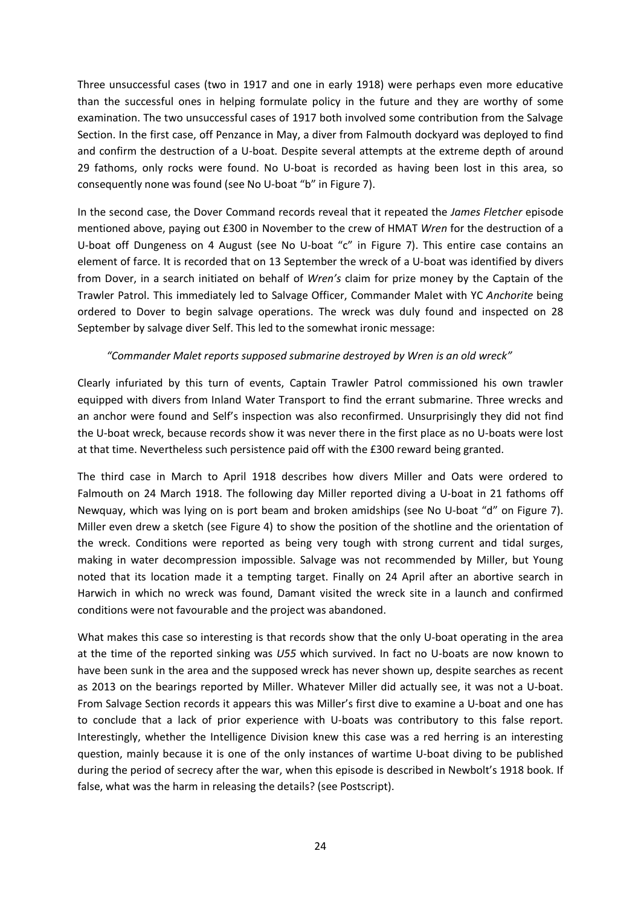Three unsuccessful cases (two in 1917 and one in early 1918) were perhaps even more educative than the successful ones in helping formulate policy in the future and they are worthy of some examination. The two unsuccessful cases of 1917 both involved some contribution from the Salvage Section. In the first case, off Penzance in May, a diver from Falmouth dockyard was deployed to find and confirm the destruction of a U-boat. Despite several attempts at the extreme depth of around 29 fathoms, only rocks were found. No U-boat is recorded as having been lost in this area, so consequently none was found (see No U-boat "b" in Figure 7).

In the second case, the Dover Command records reveal that it repeated the *James Fletcher* episode mentioned above, paying out £300 in November to the crew of HMAT *Wren* for the destruction of a U-boat off Dungeness on 4 August (see No U-boat "c" in Figure 7). This entire case contains an element of farce. It is recorded that on 13 September the wreck of a U-boat was identified by divers from Dover, in a search initiated on behalf of *Wren's* claim for prize money by the Captain of the Trawler Patrol. This immediately led to Salvage Officer, Commander Malet with YC *Anchorite* being ordered to Dover to begin salvage operations. The wreck was duly found and inspected on 28 September by salvage diver Self. This led to the somewhat ironic message:

*"Commander Malet reports supposed submarine destroyed by Wren is an old wreck"*

Clearly infuriated by this turn of events, Captain Trawler Patrol commissioned his own trawler equipped with divers from Inland Water Transport to find the errant submarine. Three wrecks and an anchor were found and Self's inspection was also reconfirmed. Unsurprisingly they did not find the U-boat wreck, because records show it was never there in the first place as no U-boats were lost at that time. Nevertheless such persistence paid off with the £300 reward being granted.

The third case in March to April 1918 describes how divers Miller and Oats were ordered to Falmouth on 24 March 1918. The following day Miller reported diving a U-boat in 21 fathoms off Newquay, which was lying on is port beam and broken amidships (see No U-boat "d" on Figure 7). Miller even drew a sketch (see Figure 4) to show the position of the shotline and the orientation of the wreck. Conditions were reported as being very tough with strong current and tidal surges, making in water decompression impossible. Salvage was not recommended by Miller, but Young noted that its location made it a tempting target. Finally on 24 April after an abortive search in Harwich in which no wreck was found, Damant visited the wreck site in a launch and confirmed conditions were not favourable and the project was abandoned.

What makes this case so interesting is that records show that the only U-boat operating in the area at the time of the reported sinking was *U55* which survived. In fact no U-boats are now known to have been sunk in the area and the supposed wreck has never shown up, despite searches as recent as 2013 on the bearings reported by Miller. Whatever Miller did actually see, it was not a U-boat. From Salvage Section records it appears this was Miller's first dive to examine a U-boat and one has to conclude that a lack of prior experience with U-boats was contributory to this false report. Interestingly, whether the Intelligence Division knew this case was a red herring is an interesting question, mainly because it is one of the only instances of wartime U-boat diving to be published during the period of secrecy after the war, when this episode is described in Newbolt's 1918 book. If false, what was the harm in releasing the details? (see Postscript).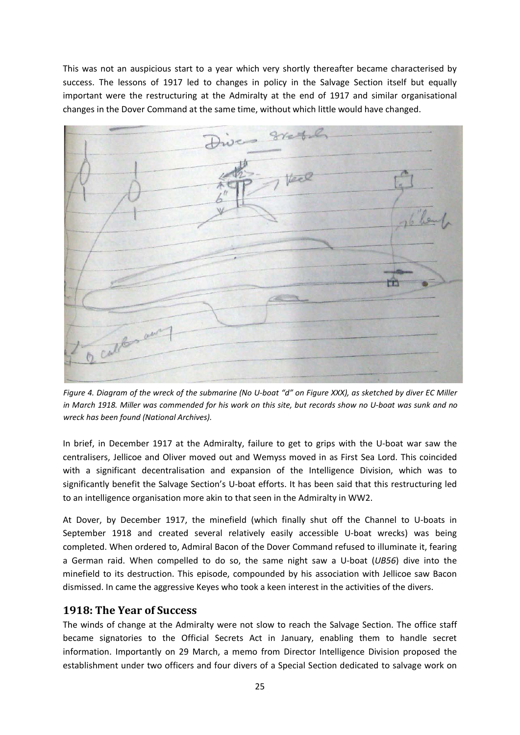This was not an auspicious start to a year which very shortly thereafter became characterised by success. The lessons of 1917 led to changes in policy in the Salvage Section itself but equally important were the restructuring at the Admiralty at the end of 1917 and similar organisational changes in the Dover Command at the same time, without which little would have changed.

*Figure 4. Diagram of the wreck of the submarine (No U-boat "d" on Figure XXX), as sketched by diver EC Miller in March 1918. Miller was commended for his work on this site, but records show no U-boat was sunk and no wreck has been found (National Archives).*

In brief, in December 1917 at the Admiralty, failure to get to grips with the U-boat war saw the centralisers, Jellicoe and Oliver moved out and Wemyss moved in as First Sea Lord. This coincided with a significant decentralisation and expansion of the Intelligence Division, which was to significantly benefit the Salvage Section's U-boat efforts. It has been said that this restructuring led to an intelligence organisation more akin to that seen in the Admiralty in WW2.

At Dover, by December 1917, the minefield (which finally shut off the Channel to U-boats in September 1918 and created several relatively easily accessible U-boat wrecks) was being completed. When ordered to, Admiral Bacon of the Dover Command refused to illuminate it, fearing a German raid. When compelled to do so, the same night saw a U-boat (*UB56*) dive into the minefield to its destruction. This episode, compounded by his association with Jellicoe saw Bacon dismissed. In came the aggressive Keyes who took a keen interest in the activities of the divers.

## 1918: The Year of Success

The winds of change at the Admiralty were not slow to reach the Salvage Section. The office staff became signatories to the Official Secrets Act in January, enabling them to handle secret information. Importantly on 29 March, a memo from Director Intelligence Division proposed the establishment under two officers and four divers of a Special Section dedicated to salvage work on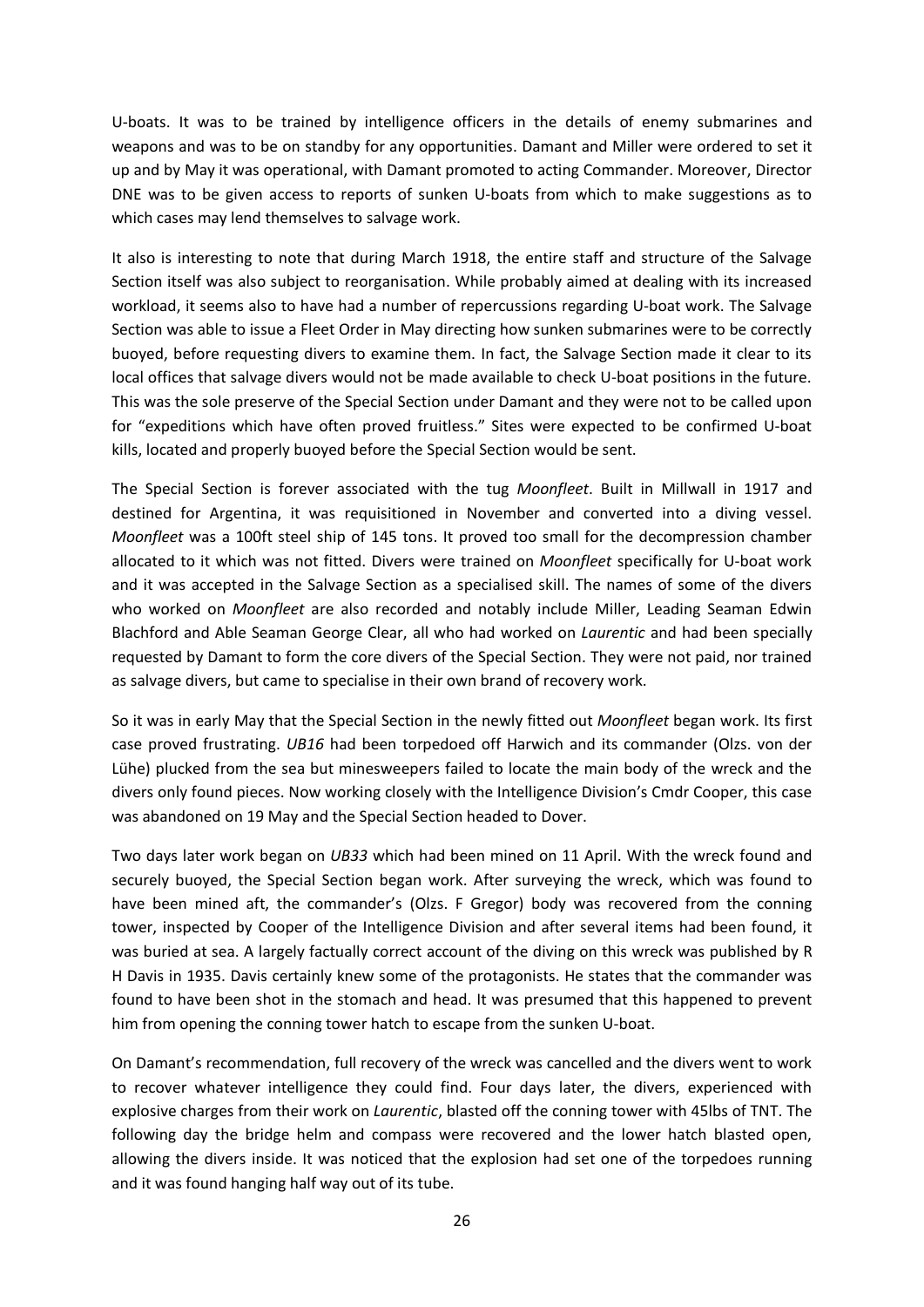U-boats. It was to be trained by intelligence officers in the details of enemy submarines and weapons and was to be on standby for any opportunities. Damant and Miller were ordered to set it up and by May it was operational, with Damant promoted to acting Commander. Moreover, Director DNE was to be given access to reports of sunken U-boats from which to make suggestions as to which cases may lend themselves to salvage work.

It also is interesting to note that during March 1918, the entire staff and structure of the Salvage Section itself was also subject to reorganisation. While probably aimed at dealing with its increased workload, it seems also to have had a number of repercussions regarding U-boat work. The Salvage Section was able to issue a Fleet Order in May directing how sunken submarines were to be correctly buoyed, before requesting divers to examine them. In fact, the Salvage Section made it clear to its local offices that salvage divers would not be made available to check U-boat positions in the future. This was the sole preserve of the Special Section under Damant and they were not to be called upon for "expeditions which have often proved fruitless." Sites were expected to be confirmed U-boat kills, located and properly buoyed before the Special Section would be sent.

The Special Section is forever associated with the tug *Moonfleet*. Built in Millwall in 1917 and destined for Argentina, it was requisitioned in November and converted into a diving vessel. *Moonfleet* was a 100ft steel ship of 145 tons. It proved too small for the decompression chamber allocated to it which was not fitted. Divers were trained on *Moonfleet* specifically for U-boat work and it was accepted in the Salvage Section as a specialised skill. The names of some of the divers who worked on *Moonfleet* are also recorded and notably include Miller, Leading Seaman Edwin Blachford and Able Seaman George Clear, all who had worked on *Laurentic* and had been specially requested by Damant to form the core divers of the Special Section. They were not paid, nor trained as salvage divers, but came to specialise in their own brand of recovery work.

So it was in early May that the Special Section in the newly fitted out *Moonfleet* began work. Its first case proved frustrating. *UB16* had been torpedoed off Harwich and its commander (Olzs. von der Lühe) plucked from the sea but minesweepers failed to locate the main body of the wreck and the divers only found pieces. Now working closely with the Intelligence Division's Cmdr Cooper, this case was abandoned on 19 May and the Special Section headed to Dover.

Two days later work began on *UB33* which had been mined on 11 April. With the wreck found and securely buoyed, the Special Section began work. After surveying the wreck, which was found to have been mined aft, the commander's (Olzs. F Gregor) body was recovered from the conning tower, inspected by Cooper of the Intelligence Division and after several items had been found, it was buried at sea. A largely factually correct account of the diving on this wreck was published by R H Davis in 1935. Davis certainly knew some of the protagonists. He states that the commander was found to have been shot in the stomach and head. It was presumed that this happened to prevent him from opening the conning tower hatch to escape from the sunken U-boat.

On Damant's recommendation, full recovery of the wreck was cancelled and the divers went to work to recover whatever intelligence they could find. Four days later, the divers, experienced with explosive charges from their work on *Laurentic*, blasted off the conning tower with 45lbs of TNT. The following day the bridge helm and compass were recovered and the lower hatch blasted open, allowing the divers inside. It was noticed that the explosion had set one of the torpedoes running and it was found hanging half way out of its tube.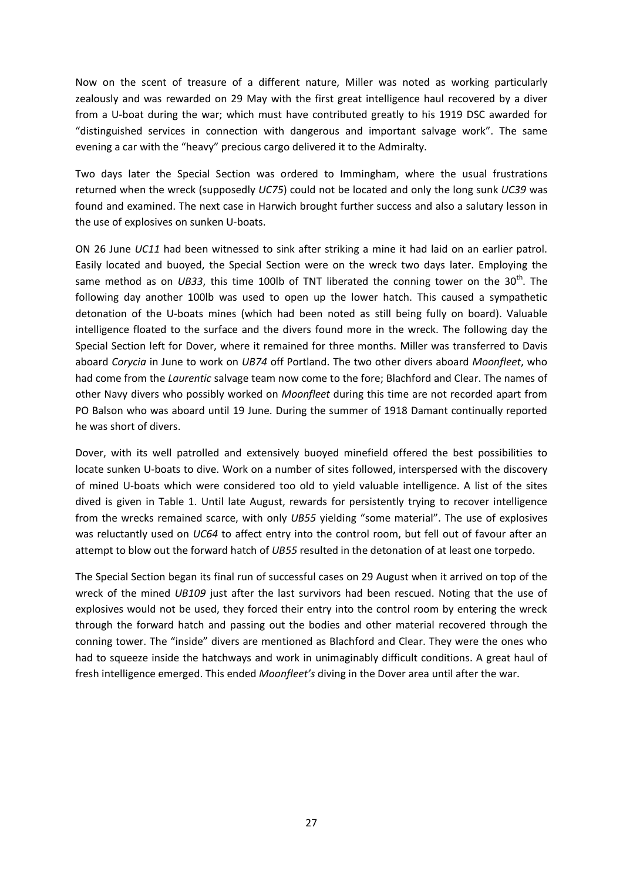Now on the scent of treasure of a different nature, Miller was noted as working particularly zealously and was rewarded on 29 May with the first great intelligence haul recovered by a diver from a U-boat during the war; which must have contributed greatly to his 1919 DSC awarded for "distinguished services in connection with dangerous and important salvage work". The same evening a car with the "heavy" precious cargo delivered it to the Admiralty.

Two days later the Special Section was ordered to Immingham, where the usual frustrations returned when the wreck (supposedly *UC75*) could not be located and only the long sunk *UC39* was found and examined. The next case in Harwich brought further success and also a salutary lesson in the use of explosives on sunken U-boats.

ON 26 June *UC11* had been witnessed to sink after striking a mine it had laid on an earlier patrol. Easily located and buoyed, the Special Section were on the wreck two days later. Employing the same method as on *UB33*, this time 100lb of TNT liberated the conning tower on the 30th. The following day another 100lb was used to open up the lower hatch. This caused a sympathetic detonation of the U-boats mines (which had been noted as still being fully on board). Valuable intelligence floated to the surface and the divers found more in the wreck. The following day the Special Section left for Dover, where it remained for three months. Miller was transferred to Davis aboard *Corycia* in June to work on *UB74* off Portland. The two other divers aboard *Moonfleet*, who had come from the *Laurentic* salvage team now come to the fore; Blachford and Clear. The names of other Navy divers who possibly worked on *Moonfleet* during this time are not recorded apart from PO Balson who was aboard until 19 June. During the summer of 1918 Damant continually reported he was short of divers.

Dover, with its well patrolled and extensively buoyed minefield offered the best possibilities to locate sunken U-boats to dive. Work on a number of sites followed, interspersed with the discovery of mined U-boats which were considered too old to yield valuable intelligence. A list of the sites dived is given in Table 1. Until late August, rewards for persistently trying to recover intelligence from the wrecks remained scarce, with only *UB55* yielding "some material". The use of explosives was reluctantly used on *UC64* to affect entry into the control room, but fell out of favour after an attempt to blow out the forward hatch of *UB55* resulted in the detonation of at least one torpedo.

The Special Section began its final run of successful cases on 29 August when it arrived on top of the wreck of the mined *UB109* just after the last survivors had been rescued. Noting that the use of explosives would not be used, they forced their entry into the control room by entering the wreck through the forward hatch and passing out the bodies and other material recovered through the conning tower. The "inside" divers are mentioned as Blachford and Clear. They were the ones who had to squeeze inside the hatchways and work in unimaginably difficult conditions. A great haul of fresh intelligence emerged. This ended *Moonfleet's* diving in the Dover area until after the war.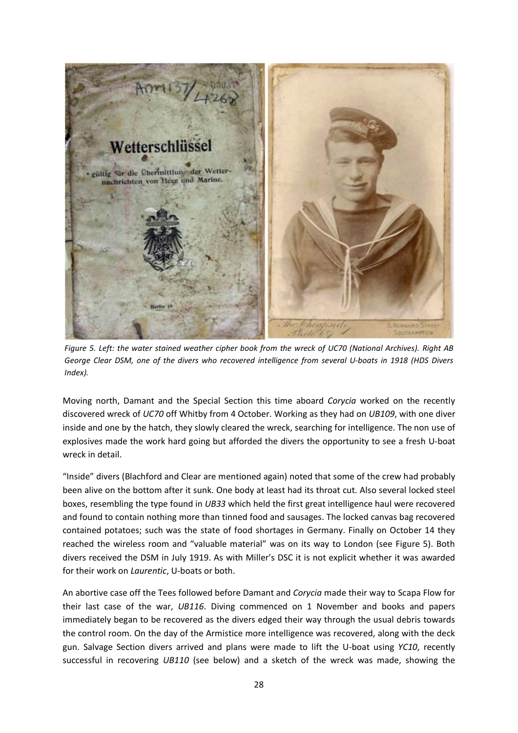*Figure 5. Left: the water stained weather cipher book from the wreck of UC70 (National Archives). Right AB George Clear DSM, one of the divers who recovered intelligence from several U-boats in 1918 (HDS Divers Index).*

Moving north, Damant and the Special Section this time aboard *Corycia* worked on the recently discovered wreck of *UC70* off Whitby from 4 October. Working as they had on *UB109*, with one diver inside and one by the hatch, they slowly cleared the wreck, searching for intelligence. The non use of explosives made the work hard going but afforded the divers the opportunity to see a fresh U-boat wreck in detail.

"Inside" divers (Blachford and Clear are mentioned again) noted that some of the crew had probably been alive on the bottom after it sunk. One body at least had its throat cut. Also several locked steel boxes, resembling the type found in *UB33* which held the first great intelligence haul were recovered and found to contain nothing more than tinned food and sausages. The locked canvas bag recovered contained potatoes; such was the state of food shortages in Germany. Finally on October 14 they reached the wireless room and "valuable material" was on its way to London (see Figure 5). Both divers received the DSM in July 1919. As with Miller's DSC it is not explicit whether it was awarded for their work on *Laurentic*, U-boats or both.

An abortive case off the Tees followed before Damant and *Corycia* made their way to Scapa Flow for their last case of the war, *UB116*. Diving commenced on 1 November and books and papers immediately began to be recovered as the divers edged their way through the usual debris towards the control room. On the day of the Armistice more intelligence was recovered, along with the deck gun. Salvage Section divers arrived and plans were made to lift the U-boat using *YC10*, recently successful in recovering *UB110* (see below) and a sketch of the wreck was made, showing the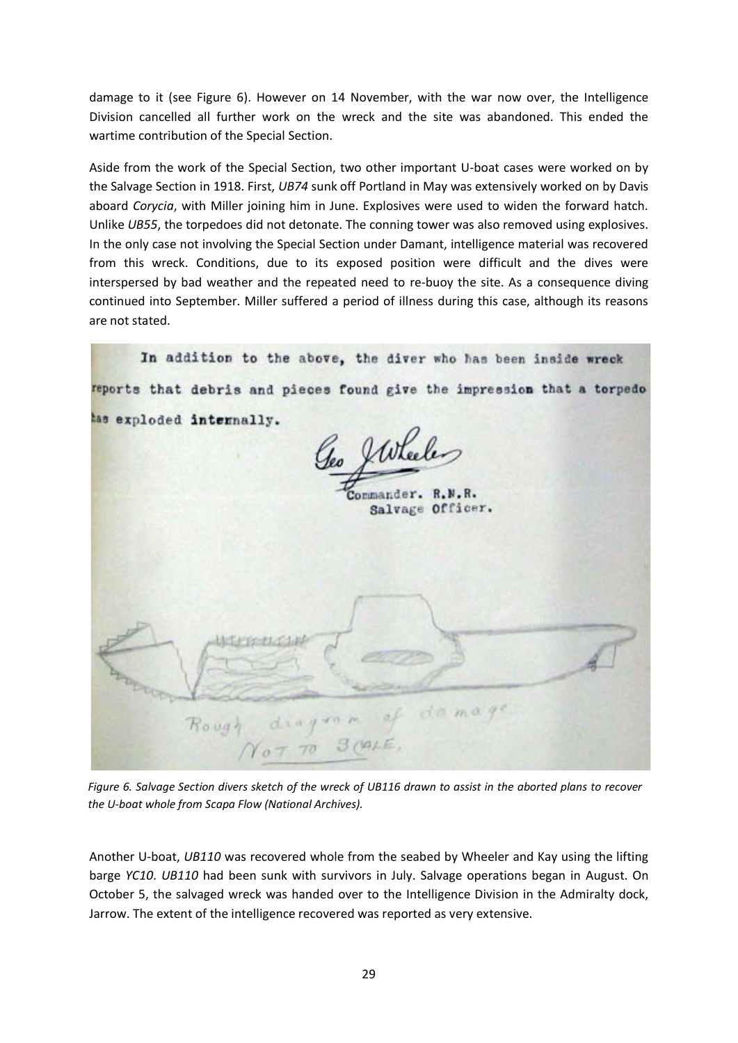damage to it (see Figure 6). However on 14 November, with the war now over, the Intelligence Division cancelled all further work on the wreck and the site was abandoned. This ended the wartime contribution of the Special Section.

Aside from the work of the Special Section, two other important U-boat cases were worked on by the Salvage Section in 1918. First, *UB74* sunk off Portland in May was extensively worked on by Davis aboard *Corycia*, with Miller joining him in June. Explosives were used to widen the forward hatch. Unlike *UB55*, the torpedoes did not detonate. The conning tower was also removed using explosives. In the only case not involving the Special Section under Damant, intelligence material was recovered from this wreck. Conditions, due to its exposed position were difficult and the dives were interspersed by bad weather and the repeated need to re-buoy the site. As a consequence diving continued into September. Miller suffered a period of illness during this case, although its reasons are not stated.

*Figure 6. Salvage Section divers sketch of the wreck of UB116 drawn to assist in the aborted plans to recover the U-boat whole from Scapa Flow (National Archives).*

Another U-boat, *UB110* was recovered whole from the seabed by Wheeler and Kay using the lifting barge *YC10*. *UB110* had been sunk with survivors in July. Salvage operations began in August. On October 5, the salvaged wreck was handed over to the Intelligence Division in the Admiralty dock, Jarrow. The extent of the intelligence recovered was reported as very extensive.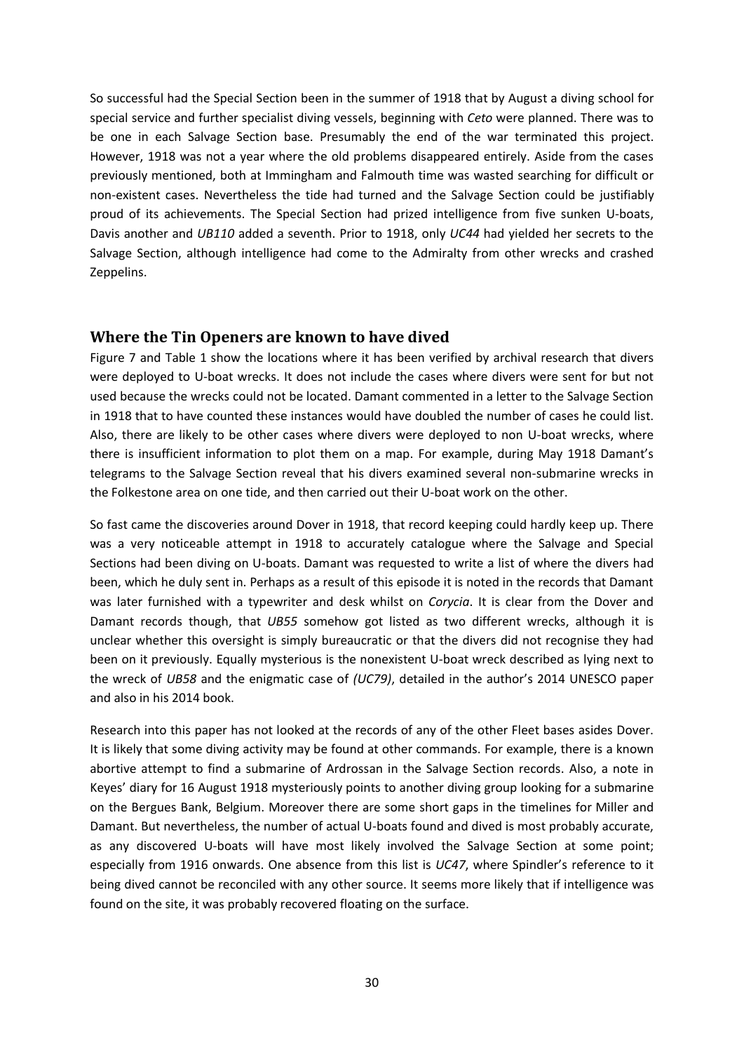So successful had the Special Section been in the summer of 1918 that by August a diving school for special service and further specialist diving vessels, beginning with *Ceto* were planned. There was to be one in each Salvage Section base. Presumably the end of the war terminated this project. However, 1918 was not a year where the old problems disappeared entirely. Aside from the cases previously mentioned, both at Immingham and Falmouth time was wasted searching for difficult or non-existent cases. Nevertheless the tide had turned and the Salvage Section could be justifiably proud of its achievements. The Special Section had prized intelligence from five sunken U-boats, Davis another and *UB110* added a seventh. Prior to 1918, only *UC44* had yielded her secrets to the Salvage Section, although intelligence had come to the Admiralty from other wrecks and crashed Zeppelins.

## Where the Tin Openers are known to have dived

Figure 7 and Table 1 show the locations where it has been verified by archival research that divers were deployed to U-boat wrecks. It does not include the cases where divers were sent for but not used because the wrecks could not be located. Damant commented in a letter to the Salvage Section in 1918 that to have counted these instances would have doubled the number of cases he could list. Also, there are likely to be other cases where divers were deployed to non U-boat wrecks, where there is insufficient information to plot them on a map. For example, during May 1918 Damant's telegrams to the Salvage Section reveal that his divers examined several non-submarine wrecks in the Folkestone area on one tide, and then carried out their U-boat work on the other.

So fast came the discoveries around Dover in 1918, that record keeping could hardly keep up. There was a very noticeable attempt in 1918 to accurately catalogue where the Salvage and Special Sections had been diving on U-boats. Damant was requested to write a list of where the divers had been, which he duly sent in. Perhaps as a result of this episode it is noted in the records that Damant was later furnished with a typewriter and desk whilst on *Corycia*. It is clear from the Dover and Damant records though, that *UB55* somehow got listed as two different wrecks, although it is unclear whether this oversight is simply bureaucratic or that the divers did not recognise they had been on it previously. Equally mysterious is the nonexistent U-boat wreck described as lying next to the wreck of *UB58* and the enigmatic case of *(UC79)*, detailed in the author's 2014 UNESCO paper and also in his 2014 book.

Research into this paper has not looked at the records of any of the other Fleet bases asides Dover. It is likely that some diving activity may be found at other commands. For example, there is a known abortive attempt to find a submarine of Ardrossan in the Salvage Section records. Also, a note in Keyes' diary for 16 August 1918 mysteriously points to another diving group looking for a submarine on the Bergues Bank, Belgium. Moreover there are some short gaps in the timelines for Miller and Damant. But nevertheless, the number of actual U-boats found and dived is most probably accurate, as any discovered U-boats will have most likely involved the Salvage Section at some point; especially from 1916 onwards. One absence from this list is *UC47*, where Spindler's reference to it being dived cannot be reconciled with any other source. It seems more likely that if intelligence was found on the site, it was probably recovered floating on the surface.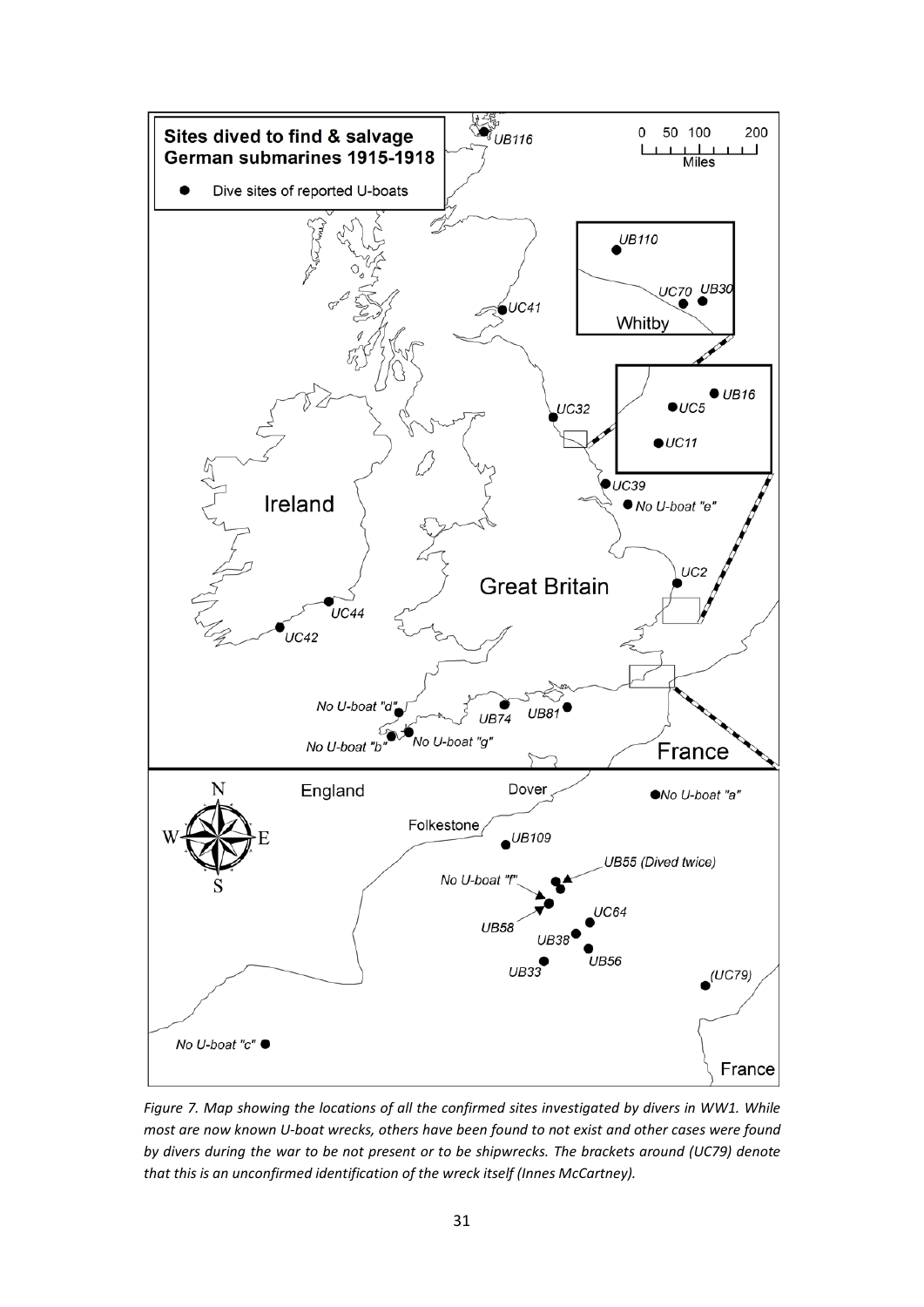*Figure 7. Map showing the locations of all the confirmed sites investigated by divers in WW1. While most are now known U-boat wrecks, others have been found to not exist and other cases were found by divers during the war to be not present or to be shipwrecks. The brackets around (UC79) denote that this is an unconfirmed identification of the wreck itself (Innes McCartney).*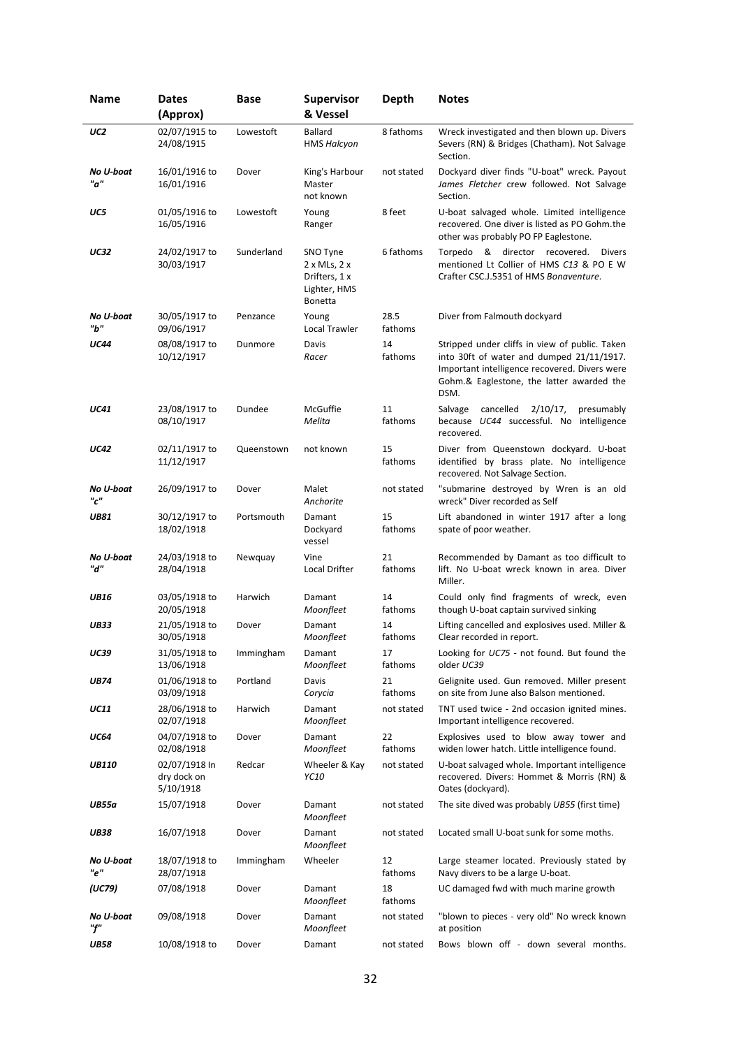| Name | Dates (Approx) | Base | Supervisor & Vessel | Depth | Notes |
|---|---|---|---|---|---|
| ***UC2*** | 02/07/1915 to 24/08/1915 | Lowestoft | Ballard HMS *Halcyon* | 8 fathoms | Wreck investigated and then blown up. Divers Severs (RN) & Bridges (Chatham). Not Salvage Section. |
| ***No U-boat "a"*** | 16/01/1916 to 16/01/1916 | Dover | King's Harbour Master not known | not stated | Dockyard diver finds "U-boat" wreck. Payout *James Fletcher* crew followed. Not Salvage Section. |
| ***UC5*** | 01/05/1916 to 16/05/1916 | Lowestoft | Young Ranger | 8 feet | U-boat salvaged whole. Limited intelligence recovered. One diver is listed as PO Gohm.the other was probably PO FP Eaglestone. |
| ***UC32*** | 24/02/1917 to 30/03/1917 | Sunderland | SNO Tyne 2 x MLs, 2 x Drifters, 1 x Lighter, HMS Bonetta | 6 fathoms | Torpedo & director recovered. Divers mentioned Lt Collier of HMS *C13* & PO E W Crafter CSC.J.5351 of HMS *Bonaventure*. |
| ***No U-boat "b"*** | 30/05/1917 to 09/06/1917 | Penzance | Young Local Trawler | 28.5 fathoms | Diver from Falmouth dockyard |
| ***UC44*** | 08/08/1917 to 10/12/1917 | Dunmore | Davis *Racer* | 14 fathoms | Stripped under cliffs in view of public. Taken into 30ft of water and dumped 21/11/1917. Important intelligence recovered. Divers were Gohm.& Eaglestone, the latter awarded the DSM. |
| ***UC41*** | 23/08/1917 to 08/10/1917 | Dundee | McGuffie *Melita* | 11 fathoms | Salvage cancelled 2/10/17, presumably because *UC44* successful. No intelligence recovered. |
| ***UC42*** | 02/11/1917 to 11/12/1917 | Queenstown | not known | 15 fathoms | Diver from Queenstown dockyard. U-boat identified by brass plate. No intelligence recovered. Not Salvage Section. |
| ***No U-boat "c"*** | 26/09/1917 to | Dover | Malet *Anchorite* | not stated | "submarine destroyed by Wren is an old wreck" Diver recorded as Self |
| ***UB81*** | 30/12/1917 to 18/02/1918 | Portsmouth | Damant Dockyard vessel | 15 fathoms | Lift abandoned in winter 1917 after a long spate of poor weather. |
| ***No U-boat "d"*** | 24/03/1918 to 28/04/1918 | Newquay | Vine Local Drifter | 21 fathoms | Recommended by Damant as too difficult to lift. No U-boat wreck known in area. Diver Miller. |
| ***UB16*** | 03/05/1918 to 20/05/1918 | Harwich | Damant *Moonfleet* | 14 fathoms | Could only find fragments of wreck, even though U-boat captain survived sinking |
| ***UB33*** | 21/05/1918 to 30/05/1918 | Dover | Damant *Moonfleet* | 14 fathoms | Lifting cancelled and explosives used. Miller & Clear recorded in report. |
| ***UC39*** | 31/05/1918 to 13/06/1918 | Immingham | Damant *Moonfleet* | 17 fathoms | Looking for *UC75* - not found. But found the older *UC39* |
| ***UB74*** | 01/06/1918 to 03/09/1918 | Portland | Davis *Corycia* | 21 fathoms | Gelignite used. Gun removed. Miller present on site from June also Balson mentioned. |
| ***UC11*** | 28/06/1918 to 02/07/1918 | Harwich | Damant *Moonfleet* | not stated | TNT used twice - 2nd occasion ignited mines. Important intelligence recovered. |
| ***UC64*** | 04/07/1918 to 02/08/1918 | Dover | Damant *Moonfleet* | 22 fathoms | Explosives used to blow away tower and widen lower hatch. Little intelligence found. |
| ***UB110*** | 02/07/1918 In dry dock on 5/10/1918 | Redcar | Wheeler & Kay *YC10* | not stated | U-boat salvaged whole. Important intelligence recovered. Divers: Hommet & Morris (RN) & Oates (dockyard). |
| ***UB55a*** | 15/07/1918 | Dover | Damant *Moonfleet* | not stated | The site dived was probably *UB55* (first time) |
| ***UB38*** | 16/07/1918 | Dover | Damant *Moonfleet* | not stated | Located small U-boat sunk for some moths. |
| ***No U-boat "e"*** | 18/07/1918 to 28/07/1918 | Immingham | Wheeler | 12 fathoms | Large steamer located. Previously stated by Navy divers to be a large U-boat. |
| ***(UC79)*** | 07/08/1918 | Dover | Damant *Moonfleet* | 18 fathoms | UC damaged fwd with much marine growth |
| ***No U-boat "f"*** | 09/08/1918 | Dover | Damant *Moonfleet* | not stated | "blown to pieces - very old" No wreck known at position |
| ***UB58*** | 10/08/1918 to | Dover | Damant | not stated | Bows blown off - down several months. |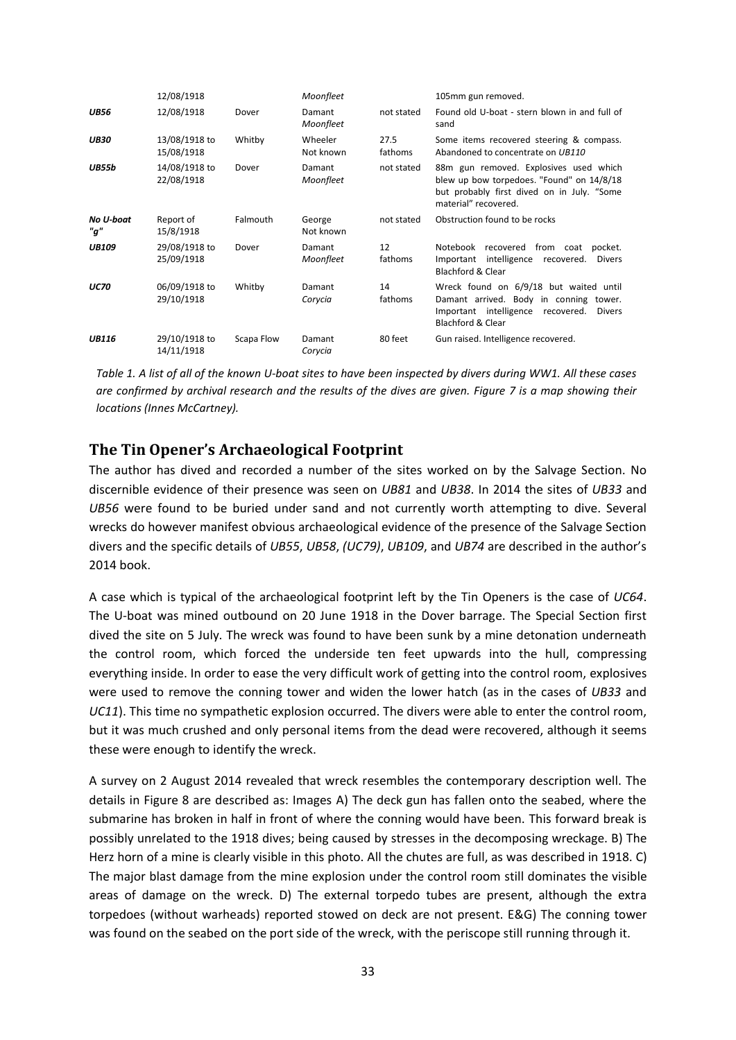| | | | | | |
|---|---|---|---|---|---|
| | 12/08/1918 | | *Moonfleet* | | 105mm gun removed. |
| ***UB56*** | 12/08/1918 | Dover | Damant *Moonfleet* | not stated | Found old U-boat - stern blown in and full of sand |
| ***UB30*** | 13/08/1918 to 15/08/1918 | Whitby | Wheeler Not known | 27.5 fathoms | Some items recovered steering & compass. Abandoned to concentrate on *UB110* |
| ***UB55b*** | 14/08/1918 to 22/08/1918 | Dover | Damant *Moonfleet* | not stated | 88m gun removed. Explosives used which blew up bow torpedoes. "Found" on 14/8/18 but probably first dived on in July. "Some material" recovered. |
| ***No U-boat "g"*** | Report of 15/8/1918 | Falmouth | George Not known | not stated | Obstruction found to be rocks |
| ***UB109*** | 29/08/1918 to 25/09/1918 | Dover | Damant *Moonfleet* | 12 fathoms | Notebook recovered from coat pocket. Important intelligence recovered. Divers Blachford & Clear |
| ***UC70*** | 06/09/1918 to 29/10/1918 | Whitby | Damant *Corycia* | 14 fathoms | Wreck found on 6/9/18 but waited until Damant arrived. Body in conning tower. Important intelligence recovered. Divers Blachford & Clear |
| ***UB116*** | 29/10/1918 to 14/11/1918 | Scapa Flow | Damant *Corycia* | 80 feet | Gun raised. Intelligence recovered. |

*Table 1. A list of all of the known U-boat sites to have been inspected by divers during WW1. All these cases are confirmed by archival research and the results of the dives are given. Figure 7 is a map showing their locations (Innes McCartney).*

## The Tin Opener's Archaeological Footprint

The author has dived and recorded a number of the sites worked on by the Salvage Section. No discernible evidence of their presence was seen on *UB81* and *UB38*. In 2014 the sites of *UB33* and *UB56* were found to be buried under sand and not currently worth attempting to dive. Several wrecks do however manifest obvious archaeological evidence of the presence of the Salvage Section divers and the specific details of *UB55*, *UB58*, *(UC79)*, *UB109*, and *UB74* are described in the author's 2014 book.

A case which is typical of the archaeological footprint left by the Tin Openers is the case of *UC64*. The U-boat was mined outbound on 20 June 1918 in the Dover barrage. The Special Section first dived the site on 5 July. The wreck was found to have been sunk by a mine detonation underneath the control room, which forced the underside ten feet upwards into the hull, compressing everything inside. In order to ease the very difficult work of getting into the control room, explosives were used to remove the conning tower and widen the lower hatch (as in the cases of *UB33* and *UC11*). This time no sympathetic explosion occurred. The divers were able to enter the control room, but it was much crushed and only personal items from the dead were recovered, although it seems these were enough to identify the wreck.

A survey on 2 August 2014 revealed that wreck resembles the contemporary description well. The details in Figure 8 are described as: Images A) The deck gun has fallen onto the seabed, where the submarine has broken in half in front of where the conning would have been. This forward break is possibly unrelated to the 1918 dives; being caused by stresses in the decomposing wreckage. B) The Herz horn of a mine is clearly visible in this photo. All the chutes are full, as was described in 1918. C) The major blast damage from the mine explosion under the control room still dominates the visible areas of damage on the wreck. D) The external torpedo tubes are present, although the extra torpedoes (without warheads) reported stowed on deck are not present. E&G) The conning tower was found on the seabed on the port side of the wreck, with the periscope still running through it.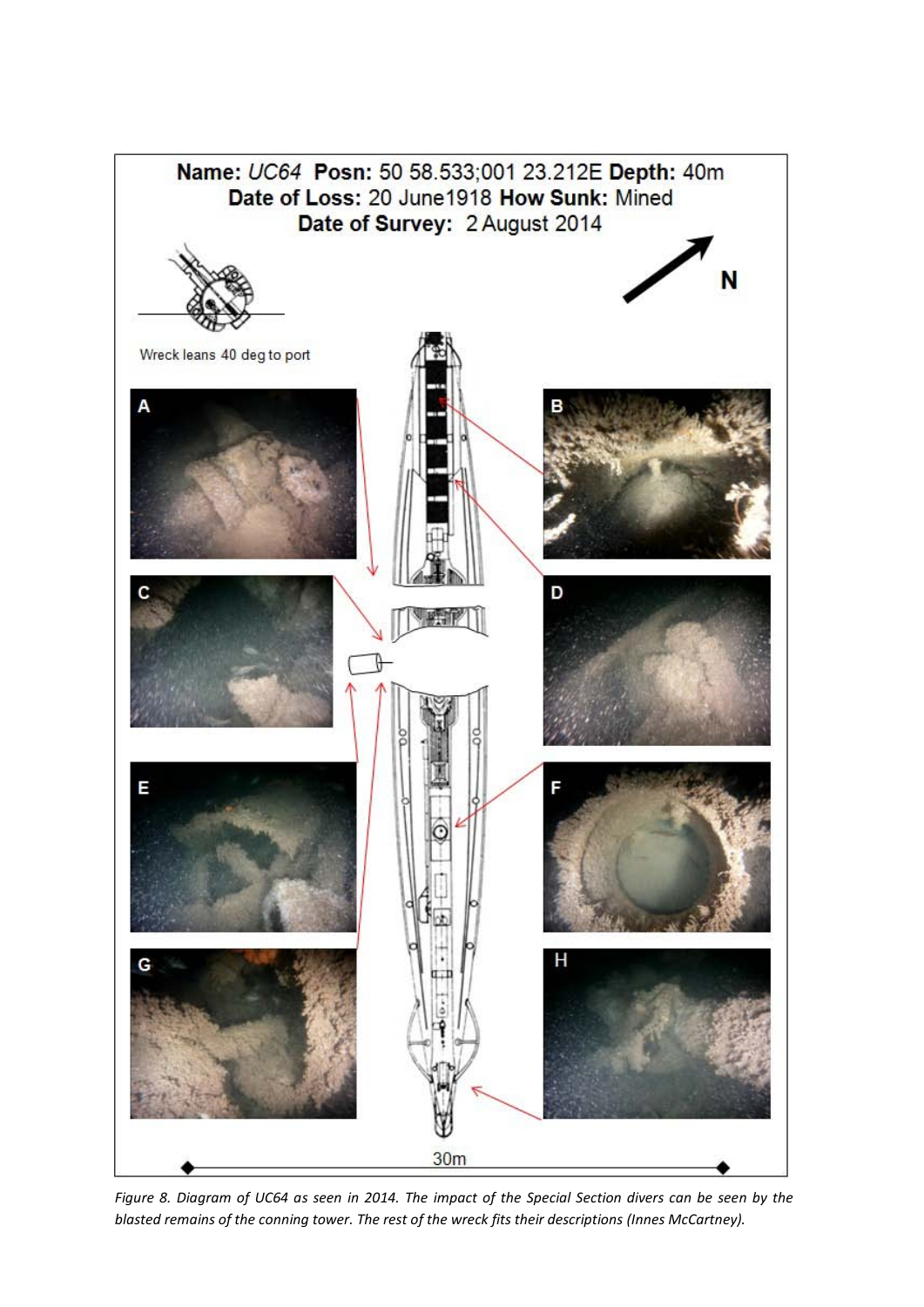Name: *UC64* **Posn:** 50 58.533;001 23.212E **Depth:** 40m
**Date of Loss:** 20 June1918 **How Sunk:** Mined
**Date of Survey:** 2 August 2014

N

Wreck leans 40 deg to port

A B C D E F G H

30m

*Figure 8. Diagram of UC64 as seen in 2014. The impact of the Special Section divers can be seen by the blasted remains of the conning tower. The rest of the wreck fits their descriptions (Innes McCartney).*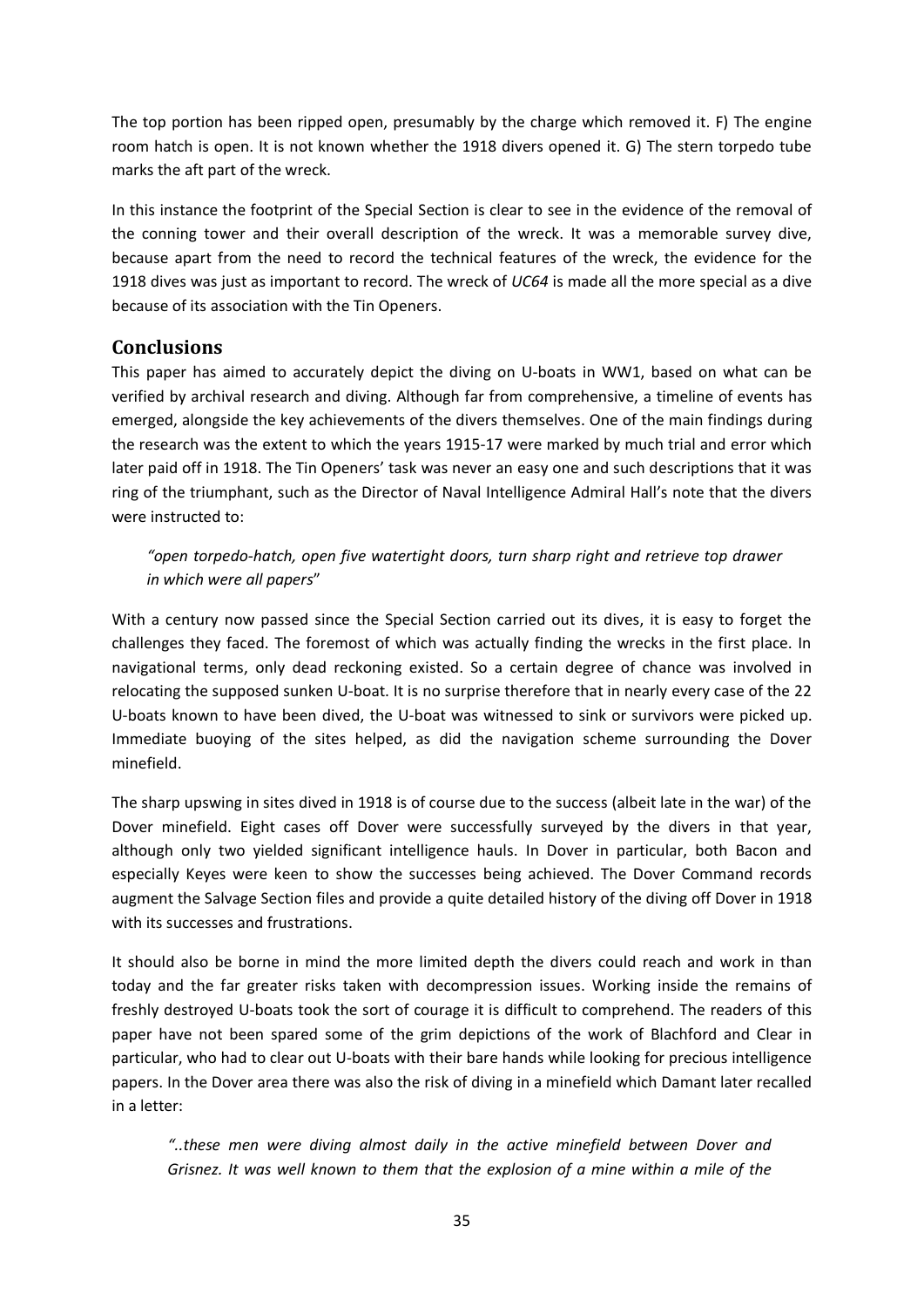The top portion has been ripped open, presumably by the charge which removed it. F) The engine room hatch is open. It is not known whether the 1918 divers opened it. G) The stern torpedo tube marks the aft part of the wreck.

In this instance the footprint of the Special Section is clear to see in the evidence of the removal of the conning tower and their overall description of the wreck. It was a memorable survey dive, because apart from the need to record the technical features of the wreck, the evidence for the 1918 dives was just as important to record. The wreck of *UC64* is made all the more special as a dive because of its association with the Tin Openers.

## Conclusions

This paper has aimed to accurately depict the diving on U-boats in WW1, based on what can be verified by archival research and diving. Although far from comprehensive, a timeline of events has emerged, alongside the key achievements of the divers themselves. One of the main findings during the research was the extent to which the years 1915-17 were marked by much trial and error which later paid off in 1918. The Tin Openers' task was never an easy one and such descriptions that it was ring of the triumphant, such as the Director of Naval Intelligence Admiral Hall's note that the divers were instructed to:

> *"open torpedo-hatch, open five watertight doors, turn sharp right and retrieve top drawer in which were all papers*"

With a century now passed since the Special Section carried out its dives, it is easy to forget the challenges they faced. The foremost of which was actually finding the wrecks in the first place. In navigational terms, only dead reckoning existed. So a certain degree of chance was involved in relocating the supposed sunken U-boat. It is no surprise therefore that in nearly every case of the 22 U-boats known to have been dived, the U-boat was witnessed to sink or survivors were picked up. Immediate buoying of the sites helped, as did the navigation scheme surrounding the Dover minefield.

The sharp upswing in sites dived in 1918 is of course due to the success (albeit late in the war) of the Dover minefield. Eight cases off Dover were successfully surveyed by the divers in that year, although only two yielded significant intelligence hauls. In Dover in particular, both Bacon and especially Keyes were keen to show the successes being achieved. The Dover Command records augment the Salvage Section files and provide a quite detailed history of the diving off Dover in 1918 with its successes and frustrations.

It should also be borne in mind the more limited depth the divers could reach and work in than today and the far greater risks taken with decompression issues. Working inside the remains of freshly destroyed U-boats took the sort of courage it is difficult to comprehend. The readers of this paper have not been spared some of the grim depictions of the work of Blachford and Clear in particular, who had to clear out U-boats with their bare hands while looking for precious intelligence papers. In the Dover area there was also the risk of diving in a minefield which Damant later recalled in a letter:

> *"..these men were diving almost daily in the active minefield between Dover and Grisnez. It was well known to them that the explosion of a mine within a mile of the*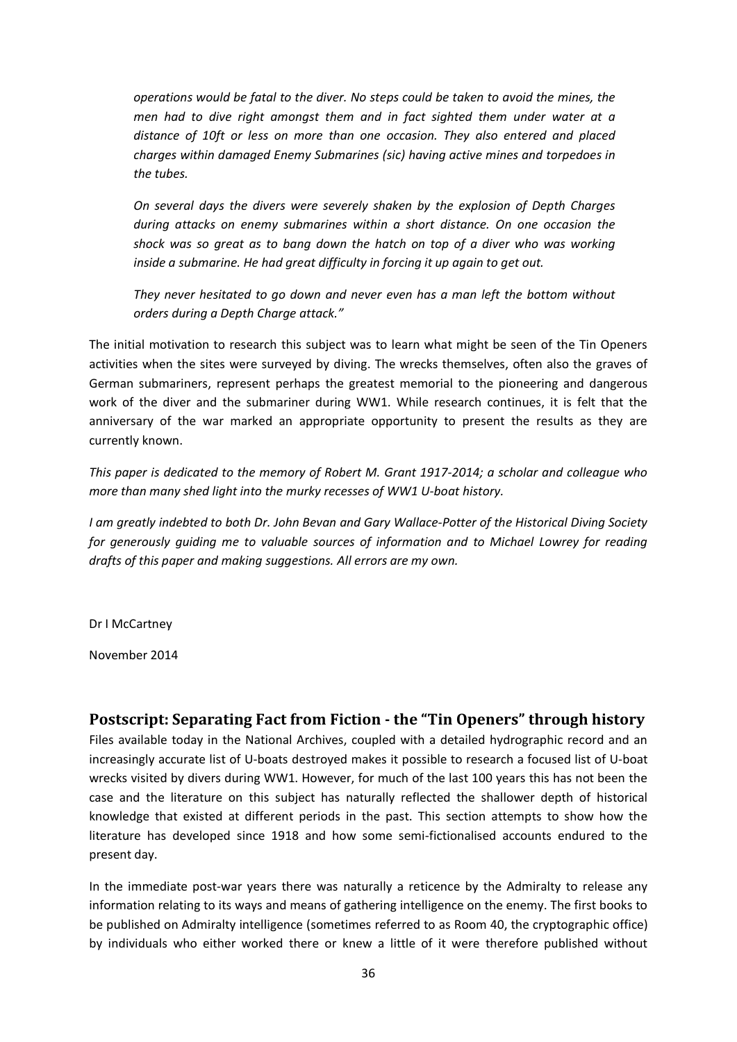*operations would be fatal to the diver. No steps could be taken to avoid the mines, the men had to dive right amongst them and in fact sighted them under water at a distance of 10ft or less on more than one occasion. They also entered and placed charges within damaged Enemy Submarines (sic) having active mines and torpedoes in the tubes.*

*On several days the divers were severely shaken by the explosion of Depth Charges during attacks on enemy submarines within a short distance. On one occasion the shock was so great as to bang down the hatch on top of a diver who was working inside a submarine. He had great difficulty in forcing it up again to get out.*

*They never hesitated to go down and never even has a man left the bottom without orders during a Depth Charge attack."*

The initial motivation to research this subject was to learn what might be seen of the Tin Openers activities when the sites were surveyed by diving. The wrecks themselves, often also the graves of German submariners, represent perhaps the greatest memorial to the pioneering and dangerous work of the diver and the submariner during WW1. While research continues, it is felt that the anniversary of the war marked an appropriate opportunity to present the results as they are currently known.

*This paper is dedicated to the memory of Robert M. Grant 1917-2014; a scholar and colleague who more than many shed light into the murky recesses of WW1 U-boat history.*

*I am greatly indebted to both Dr. John Bevan and Gary Wallace-Potter of the Historical Diving Society for generously guiding me to valuable sources of information and to Michael Lowrey for reading drafts of this paper and making suggestions. All errors are my own.*

Dr I McCartney

November 2014

## Postscript: Separating Fact from Fiction - the "Tin Openers" through history

Files available today in the National Archives, coupled with a detailed hydrographic record and an increasingly accurate list of U-boats destroyed makes it possible to research a focused list of U-boat wrecks visited by divers during WW1. However, for much of the last 100 years this has not been the case and the literature on this subject has naturally reflected the shallower depth of historical knowledge that existed at different periods in the past. This section attempts to show how the literature has developed since 1918 and how some semi-fictionalised accounts endured to the present day.

In the immediate post-war years there was naturally a reticence by the Admiralty to release any information relating to its ways and means of gathering intelligence on the enemy. The first books to be published on Admiralty intelligence (sometimes referred to as Room 40, the cryptographic office) by individuals who either worked there or knew a little of it were therefore published without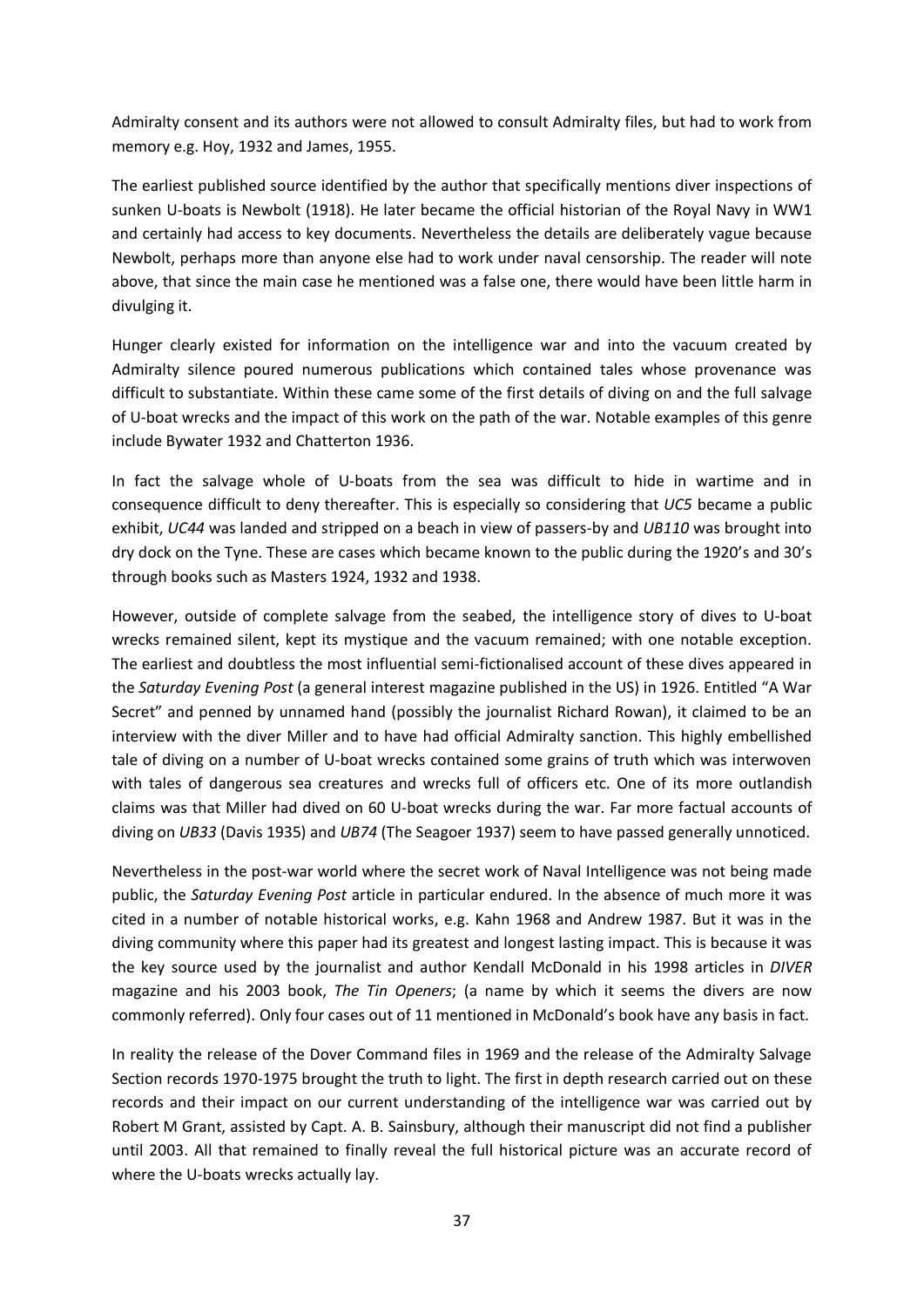Admiralty consent and its authors were not allowed to consult Admiralty files, but had to work from memory e.g. Hoy, 1932 and James, 1955.

The earliest published source identified by the author that specifically mentions diver inspections of sunken U-boats is Newbolt (1918). He later became the official historian of the Royal Navy in WW1 and certainly had access to key documents. Nevertheless the details are deliberately vague because Newbolt, perhaps more than anyone else had to work under naval censorship. The reader will note above, that since the main case he mentioned was a false one, there would have been little harm in divulging it.

Hunger clearly existed for information on the intelligence war and into the vacuum created by Admiralty silence poured numerous publications which contained tales whose provenance was difficult to substantiate. Within these came some of the first details of diving on and the full salvage of U-boat wrecks and the impact of this work on the path of the war. Notable examples of this genre include Bywater 1932 and Chatterton 1936.

In fact the salvage whole of U-boats from the sea was difficult to hide in wartime and in consequence difficult to deny thereafter. This is especially so considering that *UC5* became a public exhibit, *UC44* was landed and stripped on a beach in view of passers-by and *UB110* was brought into dry dock on the Tyne. These are cases which became known to the public during the 1920's and 30's through books such as Masters 1924, 1932 and 1938.

However, outside of complete salvage from the seabed, the intelligence story of dives to U-boat wrecks remained silent, kept its mystique and the vacuum remained; with one notable exception. The earliest and doubtless the most influential semi-fictionalised account of these dives appeared in the *Saturday Evening Post* (a general interest magazine published in the US) in 1926. Entitled "A War Secret" and penned by unnamed hand (possibly the journalist Richard Rowan), it claimed to be an interview with the diver Miller and to have had official Admiralty sanction. This highly embellished tale of diving on a number of U-boat wrecks contained some grains of truth which was interwoven with tales of dangerous sea creatures and wrecks full of officers etc. One of its more outlandish claims was that Miller had dived on 60 U-boat wrecks during the war. Far more factual accounts of diving on *UB33* (Davis 1935) and *UB74* (The Seagoer 1937) seem to have passed generally unnoticed.

Nevertheless in the post-war world where the secret work of Naval Intelligence was not being made public, the *Saturday Evening Post* article in particular endured. In the absence of much more it was cited in a number of notable historical works, e.g. Kahn 1968 and Andrew 1987. But it was in the diving community where this paper had its greatest and longest lasting impact. This is because it was the key source used by the journalist and author Kendall McDonald in his 1998 articles in *DIVER* magazine and his 2003 book, *The Tin Openers*; (a name by which it seems the divers are now commonly referred). Only four cases out of 11 mentioned in McDonald's book have any basis in fact.

In reality the release of the Dover Command files in 1969 and the release of the Admiralty Salvage Section records 1970-1975 brought the truth to light. The first in depth research carried out on these records and their impact on our current understanding of the intelligence war was carried out by Robert M Grant, assisted by Capt. A. B. Sainsbury, although their manuscript did not find a publisher until 2003. All that remained to finally reveal the full historical picture was an accurate record of where the U-boats wrecks actually lay.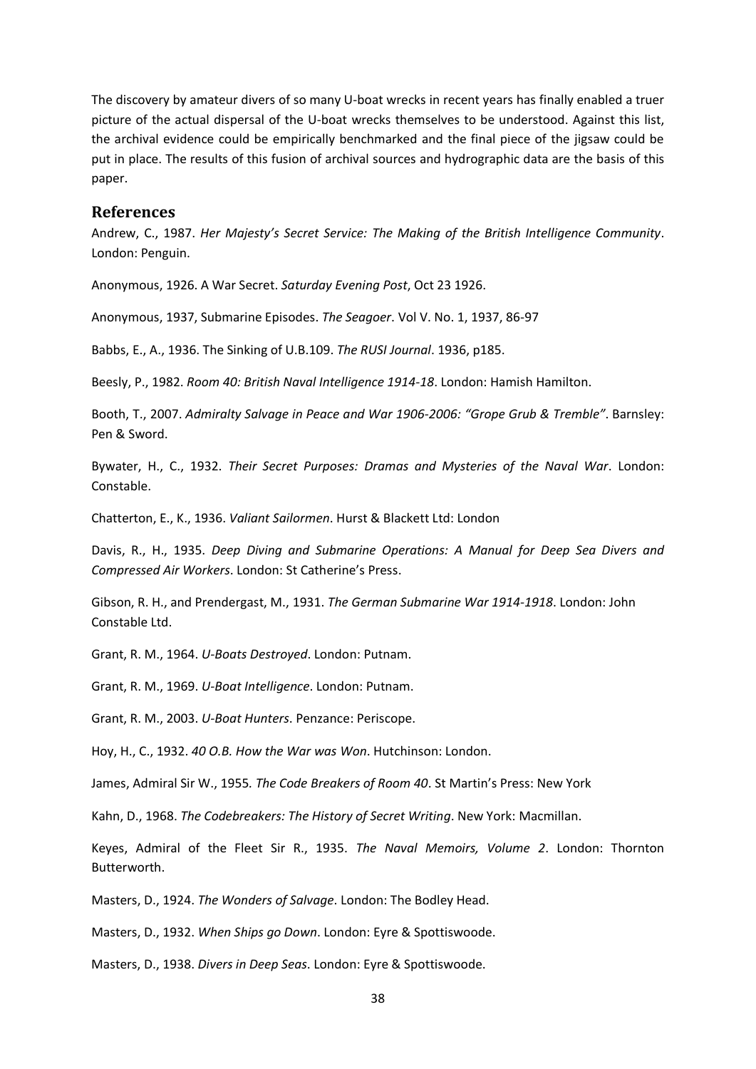The discovery by amateur divers of so many U-boat wrecks in recent years has finally enabled a truer picture of the actual dispersal of the U-boat wrecks themselves to be understood. Against this list, the archival evidence could be empirically benchmarked and the final piece of the jigsaw could be put in place. The results of this fusion of archival sources and hydrographic data are the basis of this paper.

## References

Andrew, C., 1987. *Her Majesty's Secret Service: The Making of the British Intelligence Community*. London: Penguin.

Anonymous, 1926. A War Secret. *Saturday Evening Post*, Oct 23 1926.

Anonymous, 1937, Submarine Episodes. *The Seagoer*. Vol V. No. 1, 1937, 86-97

Babbs, E., A., 1936. The Sinking of U.B.109. *The RUSI Journal*. 1936, p185.

Beesly, P., 1982. *Room 40: British Naval Intelligence 1914-18*. London: Hamish Hamilton.

Booth, T., 2007. *Admiralty Salvage in Peace and War 1906-2006: "Grope Grub & Tremble"*. Barnsley: Pen & Sword.

Bywater, H., C., 1932. *Their Secret Purposes: Dramas and Mysteries of the Naval War*. London: Constable.

Chatterton, E., K., 1936. *Valiant Sailormen*. Hurst & Blackett Ltd: London

Davis, R., H., 1935. *Deep Diving and Submarine Operations: A Manual for Deep Sea Divers and Compressed Air Workers*. London: St Catherine's Press.

Gibson, R. H., and Prendergast, M., 1931. *The German Submarine War 1914-1918*. London: John Constable Ltd.

Grant, R. M., 1964. *U-Boats Destroyed*. London: Putnam.

Grant, R. M., 1969. *U-Boat Intelligence*. London: Putnam.

Grant, R. M., 2003. *U-Boat Hunters*. Penzance: Periscope.

Hoy, H., C., 1932. *40 O.B. How the War was Won*. Hutchinson: London.

James, Admiral Sir W., 1955. *The Code Breakers of Room 40*. St Martin's Press: New York

Kahn, D., 1968. *The Codebreakers: The History of Secret Writing*. New York: Macmillan.

Keyes, Admiral of the Fleet Sir R., 1935. *The Naval Memoirs, Volume 2*. London: Thornton Butterworth.

Masters, D., 1924. *The Wonders of Salvage*. London: The Bodley Head.

Masters, D., 1932. *When Ships go Down*. London: Eyre & Spottiswoode.

Masters, D., 1938. *Divers in Deep Seas*. London: Eyre & Spottiswoode.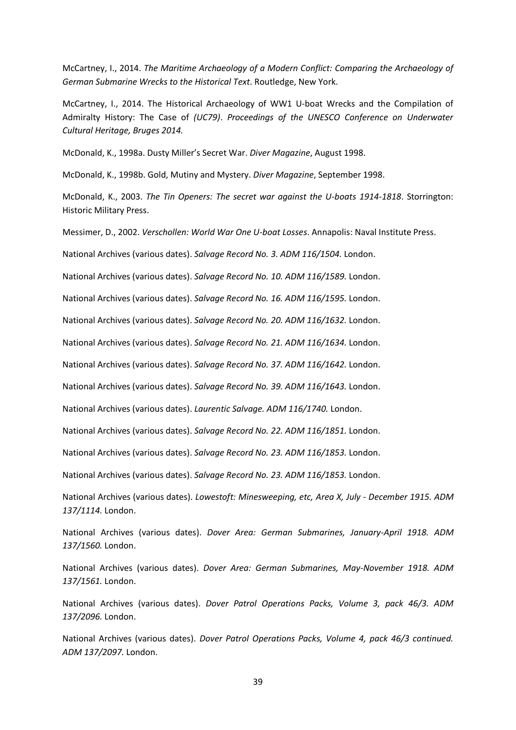McCartney, I., 2014. *The Maritime Archaeology of a Modern Conflict: Comparing the Archaeology of German Submarine Wrecks to the Historical Text*. Routledge, New York.

McCartney, I., 2014. The Historical Archaeology of WW1 U-boat Wrecks and the Compilation of Admiralty History: The Case of *(UC79)*. *Proceedings of the UNESCO Conference on Underwater Cultural Heritage, Bruges 2014.*

McDonald, K., 1998a. Dusty Miller's Secret War. *Diver Magazine*, August 1998.

McDonald, K., 1998b. Gold, Mutiny and Mystery. *Diver Magazine*, September 1998.

McDonald, K., 2003. *The Tin Openers: The secret war against the U-boats 1914-1818*. Storrington: Historic Military Press.

Messimer, D., 2002. *Verschollen: World War One U-boat Losses*. Annapolis: Naval Institute Press.

National Archives (various dates). *Salvage Record No. 3. ADM 116/1504.* London.

National Archives (various dates). *Salvage Record No. 10. ADM 116/1589.* London.

National Archives (various dates). *Salvage Record No. 16. ADM 116/1595.* London.

National Archives (various dates). *Salvage Record No. 20. ADM 116/1632.* London.

National Archives (various dates). *Salvage Record No. 21. ADM 116/1634.* London.

National Archives (various dates). *Salvage Record No. 37. ADM 116/1642.* London.

National Archives (various dates). *Salvage Record No. 39. ADM 116/1643.* London.

National Archives (various dates). *Laurentic Salvage. ADM 116/1740.* London.

National Archives (various dates). *Salvage Record No. 22. ADM 116/1851.* London.

National Archives (various dates). *Salvage Record No. 23. ADM 116/1853.* London.

National Archives (various dates). *Salvage Record No. 23. ADM 116/1853.* London.

National Archives (various dates). *Lowestoft: Minesweeping, etc, Area X, July - December 1915. ADM 137/1114.* London.

National Archives (various dates). *Dover Area: German Submarines, January-April 1918. ADM 137/1560.* London.

National Archives (various dates). *Dover Area: German Submarines, May-November 1918. ADM 137/1561.* London.

National Archives (various dates). *Dover Patrol Operations Packs, Volume 3, pack 46/3. ADM 137/2096.* London.

National Archives (various dates). *Dover Patrol Operations Packs, Volume 4, pack 46/3 continued. ADM 137/2097.* London.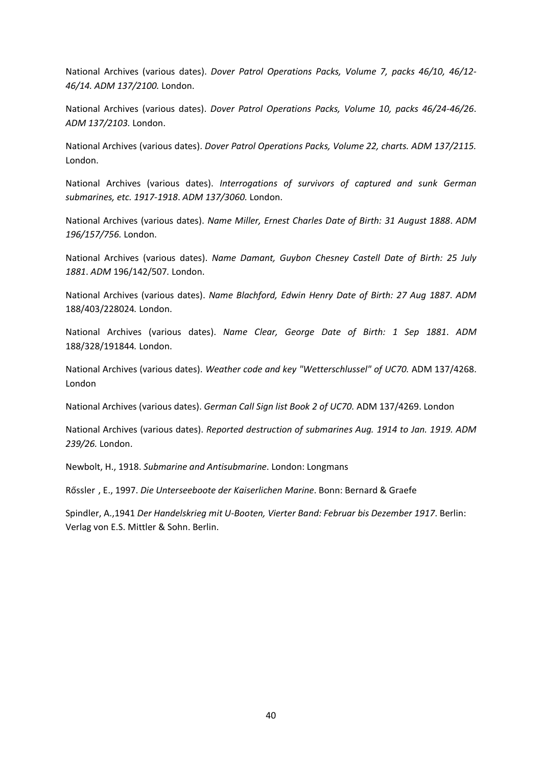National Archives (various dates). *Dover Patrol Operations Packs, Volume 7, packs 46/10, 46/12-46/14. ADM 137/2100.* London.

National Archives (various dates). *Dover Patrol Operations Packs, Volume 10, packs 46/24-46/26*. *ADM 137/2103.* London.

National Archives (various dates). *Dover Patrol Operations Packs, Volume 22, charts. ADM 137/2115.* London.

National Archives (various dates). *Interrogations of survivors of captured and sunk German submarines, etc. 1917-1918*. *ADM 137/3060.* London.

National Archives (various dates). *Name Miller, Ernest Charles Date of Birth: 31 August 1888*. *ADM 196/157/756.* London.

National Archives (various dates). *Name Damant, Guybon Chesney Castell Date of Birth: 25 July 1881*. *ADM* 196/142/507*.* London.

National Archives (various dates). *Name Blachford, Edwin Henry Date of Birth: 27 Aug 1887*. *ADM* 188/403/228024*.* London.

National Archives (various dates). *Name Clear, George Date of Birth: 1 Sep 1881*. *ADM* 188/328/191844*.* London.

National Archives (various dates). *Weather code and key "Wetterschlussel" of UC70.* ADM 137/4268. London

National Archives (various dates). *German Call Sign list Book 2 of UC70.* ADM 137/4269. London

National Archives (various dates). *Reported destruction of submarines Aug. 1914 to Jan. 1919. ADM 239/26.* London.

Newbolt, H., 1918. *Submarine and Antisubmarine*. London: Longmans

Rőssler , E., 1997. *Die Unterseeboote der Kaiserlichen Marine*. Bonn: Bernard & Graefe

Spindler, A.,1941 *Der Handelskrieg mit U-Booten, Vierter Band: Februar bis Dezember 1917*. Berlin: Verlag von E.S. Mittler & Sohn. Berlin.